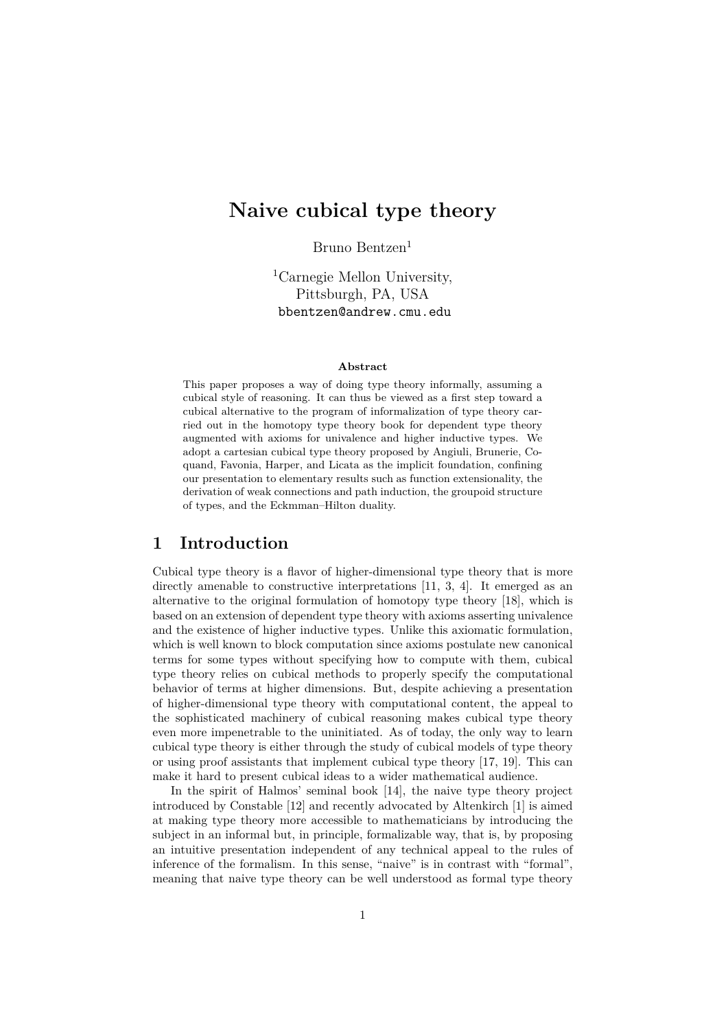# Naive cubical type theory

Bruno Bentzen[1]

[1]Carnegie Mellon University,
Pittsburgh, PA, USA
bbentzen@andrew.cmu.edu

**Abstract**

This paper proposes a way of doing type theory informally, assuming a cubical style of reasoning. It can thus be viewed as a first step toward a cubical alternative to the program of informalization of type theory carried out in the homotopy type theory book for dependent type theory augmented with axioms for univalence and higher inductive types. We adopt a cartesian cubical type theory proposed by Angiuli, Brunerie, Coquand, Favonia, Harper, and Licata as the implicit foundation, confining our presentation to elementary results such as function extensionality, the derivation of weak connections and path induction, the groupoid structure of types, and the Eckmman–Hilton duality.

## 1 Introduction

Cubical type theory is a flavor of higher-dimensional type theory that is more directly amenable to constructive interpretations [11, 3, 4]. It emerged as an alternative to the original formulation of homotopy type theory [18], which is based on an extension of dependent type theory with axioms asserting univalence and the existence of higher inductive types. Unlike this axiomatic formulation, which is well known to block computation since axioms postulate new canonical terms for some types without specifying how to compute with them, cubical type theory relies on cubical methods to properly specify the computational behavior of terms at higher dimensions. But, despite achieving a presentation of higher-dimensional type theory with computational content, the appeal to the sophisticated machinery of cubical reasoning makes cubical type theory even more impenetrable to the uninitiated. As of today, the only way to learn cubical type theory is either through the study of cubical models of type theory or using proof assistants that implement cubical type theory [17, 19]. This can make it hard to present cubical ideas to a wider mathematical audience.

In the spirit of Halmos' seminal book [14], the naive type theory project introduced by Constable [12] and recently advocated by Altenkirch [1] is aimed at making type theory more accessible to mathematicians by introducing the subject in an informal but, in principle, formalizable way, that is, by proposing an intuitive presentation independent of any technical appeal to the rules of inference of the formalism. In this sense, "naive" is in contrast with "formal", meaning that naive type theory can be well understood as formal type theory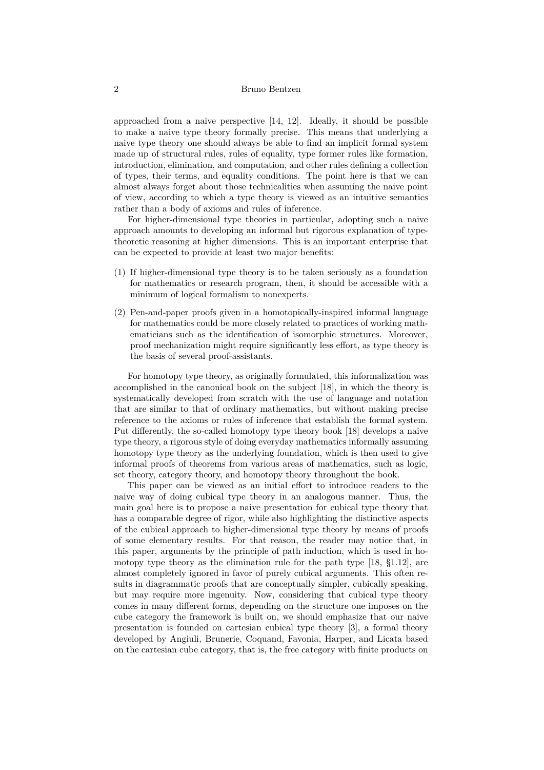approached from a naive perspective [14, 12]. Ideally, it should be possible to make a naive type theory formally precise. This means that underlying a naive type theory one should always be able to find an implicit formal system made up of structural rules, rules of equality, type former rules like formation, introduction, elimination, and computation, and other rules defining a collection of types, their terms, and equality conditions. The point here is that we can almost always forget about those technicalities when assuming the naive point of view, according to which a type theory is viewed as an intuitive semantics rather than a body of axioms and rules of inference.

For higher-dimensional type theories in particular, adopting such a naive approach amounts to developing an informal but rigorous explanation of type-theoretic reasoning at higher dimensions. This is an important enterprise that can be expected to provide at least two major benefits:

(1) If higher-dimensional type theory is to be taken seriously as a foundation for mathematics or research program, then, it should be accessible with a minimum of logical formalism to nonexperts.

(2) Pen-and-paper proofs given in a homotopically-inspired informal language for mathematics could be more closely related to practices of working mathematicians such as the identification of isomorphic structures. Moreover, proof mechanization might require significantly less effort, as type theory is the basis of several proof-assistants.

For homotopy type theory, as originally formulated, this informalization was accomplished in the canonical book on the subject [18], in which the theory is systematically developed from scratch with the use of language and notation that are similar to that of ordinary mathematics, but without making precise reference to the axioms or rules of inference that establish the formal system. Put differently, the so-called homotopy type theory book [18] develops a naive type theory, a rigorous style of doing everyday mathematics informally assuming homotopy type theory as the underlying foundation, which is then used to give informal proofs of theorems from various areas of mathematics, such as logic, set theory, category theory, and homotopy theory throughout the book.

This paper can be viewed as an initial effort to introduce readers to the naive way of doing cubical type theory in an analogous manner. Thus, the main goal here is to propose a naive presentation for cubical type theory that has a comparable degree of rigor, while also highlighting the distinctive aspects of the cubical approach to higher-dimensional type theory by means of proofs of some elementary results. For that reason, the reader may notice that, in this paper, arguments by the principle of path induction, which is used in homotopy type theory as the elimination rule for the path type [18, §1.12], are almost completely ignored in favor of purely cubical arguments. This often results in diagrammatic proofs that are conceptually simpler, cubically speaking, but may require more ingenuity. Now, considering that cubical type theory comes in many different forms, depending on the structure one imposes on the cube category the framework is built on, we should emphasize that our naive presentation is founded on cartesian cubical type theory [3], a formal theory developed by Angiuli, Brunerie, Coquand, Favonia, Harper, and Licata based on the cartesian cube category, that is, the free category with finite products on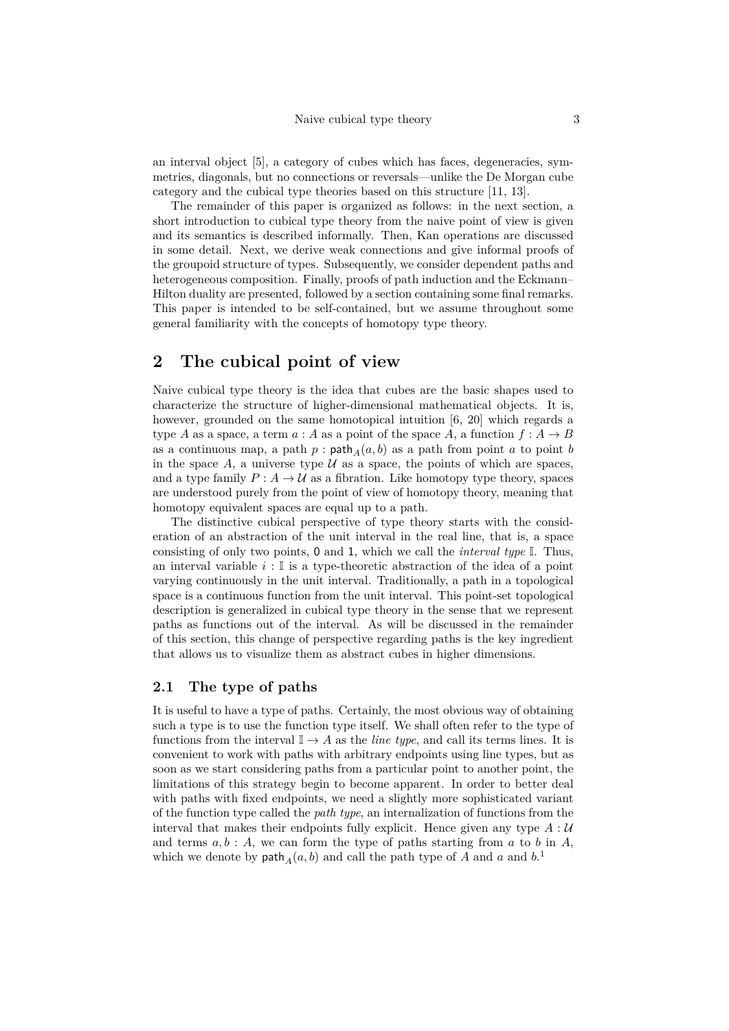an interval object [5], a category of cubes which has faces, degeneracies, symmetries, diagonals, but no connections or reversals—unlike the De Morgan cube category and the cubical type theories based on this structure [11, 13].

The remainder of this paper is organized as follows: in the next section, a short introduction to cubical type theory from the naive point of view is given and its semantics is described informally. Then, Kan operations are discussed in some detail. Next, we derive weak connections and give informal proofs of the groupoid structure of types. Subsequently, we consider dependent paths and heterogeneous composition. Finally, proofs of path induction and the Eckmann–Hilton duality are presented, followed by a section containing some final remarks. This paper is intended to be self-contained, but we assume throughout some general familiarity with the concepts of homotopy type theory.

# 2 The cubical point of view

Naive cubical type theory is the idea that cubes are the basic shapes used to characterize the structure of higher-dimensional mathematical objects. It is, however, grounded on the same homotopical intuition [6, 20] which regards a type $A$ as a space, a term $a : A$ as a point of the space $A$, a function $f : A \to B$ as a continuous map, a path $p : \mathsf{path}_A(a, b)$ as a path from point $a$ to point $b$ in the space $A$, a universe type $\mathcal{U}$ as a space, the points of which are spaces, and a type family $P : A \to \mathcal{U}$ as a fibration. Like homotopy type theory, spaces are understood purely from the point of view of homotopy theory, meaning that homotopy equivalent spaces are equal up to a path.

The distinctive cubical perspective of type theory starts with the consideration of an abstraction of the unit interval in the real line, that is, a space consisting of only two points, $\mathsf{0}$ and $\mathsf{1}$, which we call the *interval type* $\mathbb{I}$. Thus, an interval variable $i : \mathbb{I}$ is a type-theoretic abstraction of the idea of a point varying continuously in the unit interval. Traditionally, a path in a topological space is a continuous function from the unit interval. This point-set topological description is generalized in cubical type theory in the sense that we represent paths as functions out of the interval. As will be discussed in the remainder of this section, this change of perspective regarding paths is the key ingredient that allows us to visualize them as abstract cubes in higher dimensions.

## 2.1 The type of paths

It is useful to have a type of paths. Certainly, the most obvious way of obtaining such a type is to use the function type itself. We shall often refer to the type of functions from the interval $\mathbb{I} \to A$ as the *line type*, and call its terms lines. It is convenient to work with paths with arbitrary endpoints using line types, but as soon as we start considering paths from a particular point to another point, the limitations of this strategy begin to become apparent. In order to better deal with paths with fixed endpoints, we need a slightly more sophisticated variant of the function type called the *path type*, an internalization of functions from the interval that makes their endpoints fully explicit. Hence given any type $A : \mathcal{U}$ and terms $a, b : A$, we can form the type of paths starting from $a$ to $b$ in $A$, which we denote by $\mathsf{path}_A(a, b)$ and call the path type of $A$ and $a$ and $b$.[1]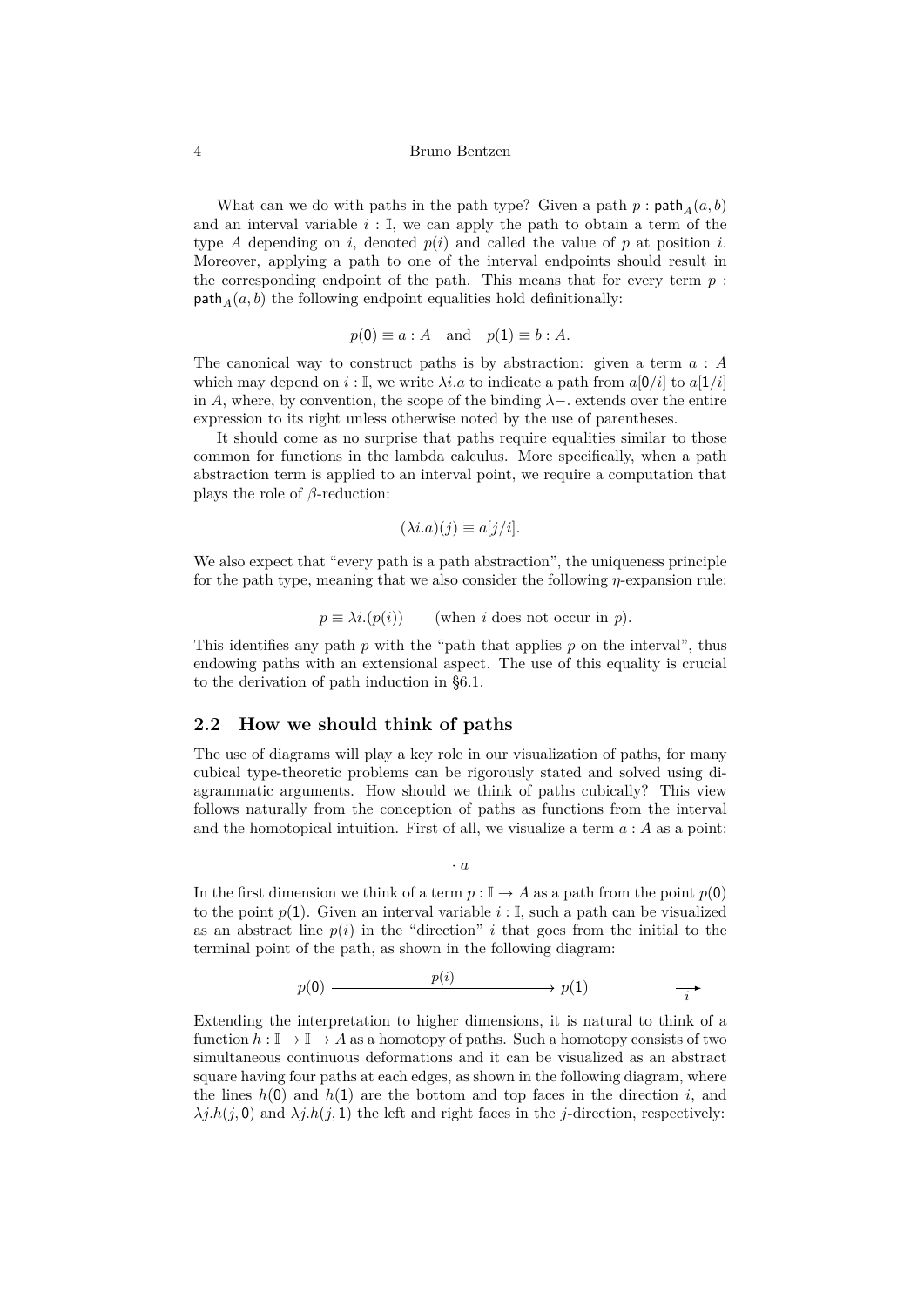What can we do with paths in the path type? Given a path $p : \mathsf{path}_A(a, b)$ and an interval variable $i : \mathbb{I}$, we can apply the path to obtain a term of the type $A$ depending on $i$, denoted $p(i)$ and called the value of $p$ at position $i$. Moreover, applying a path to one of the interval endpoints should result in the corresponding endpoint of the path. This means that for every term $p : \mathsf{path}_A(a, b)$ the following endpoint equalities hold definitionally:

$$p(\mathsf{0}) \equiv a : A \quad \text{and} \quad p(\mathsf{1}) \equiv b : A.$$

The canonical way to construct paths is by abstraction: given a term $a : A$ which may depend on $i : \mathbb{I}$, we write $\lambda i.a$ to indicate a path from $a[\mathsf{0}/i]$ to $a[\mathsf{1}/i]$ in $A$, where, by convention, the scope of the binding $\lambda -.$ extends over the entire expression to its right unless otherwise noted by the use of parentheses.

It should come as no surprise that paths require equalities similar to those common for functions in the lambda calculus. More specifically, when a path abstraction term is applied to an interval point, we require a computation that plays the role of $\beta$-reduction:

$$(\lambda i.a)(j) \equiv a[j/i].$$

We also expect that "every path is a path abstraction", the uniqueness principle for the path type, meaning that we also consider the following $\eta$-expansion rule:

$$p \equiv \lambda i.(p(i)) \qquad \text{(when } i \text{ does not occur in } p\text{)}.$$

This identifies any path $p$ with the "path that applies $p$ on the interval", thus endowing paths with an extensional aspect. The use of this equality is crucial to the derivation of path induction in §6.1.

## 2.2 How we should think of paths

The use of diagrams will play a key role in our visualization of paths, for many cubical type-theoretic problems can be rigorously stated and solved using diagrammatic arguments. How should we think of paths cubically? This view follows naturally from the conception of paths as functions from the interval and the homotopical intuition. First of all, we visualize a term $a : A$ as a point:

$$\cdot \; a$$

In the first dimension we think of a term $p : \mathbb{I} \to A$ as a path from the point $p(\mathsf{0})$ to the point $p(\mathsf{1})$. Given an interval variable $i : \mathbb{I}$, such a path can be visualized as an abstract line $p(i)$ in the "direction" $i$ that goes from the initial to the terminal point of the path, as shown in the following diagram:

$$p(\mathsf{0}) \xrightarrow{\quad p(i) \quad} p(\mathsf{1}) \qquad \underset{i}{\longrightarrow}$$

Extending the interpretation to higher dimensions, it is natural to think of a function $h : \mathbb{I} \to \mathbb{I} \to A$ as a homotopy of paths. Such a homotopy consists of two simultaneous continuous deformations and it can be visualized as an abstract square having four paths at each edges, as shown in the following diagram, where the lines $h(\mathsf{0})$ and $h(\mathsf{1})$ are the bottom and top faces in the direction $i$, and $\lambda j.h(j, \mathsf{0})$ and $\lambda j.h(j, \mathsf{1})$ the left and right faces in the $j$-direction, respectively: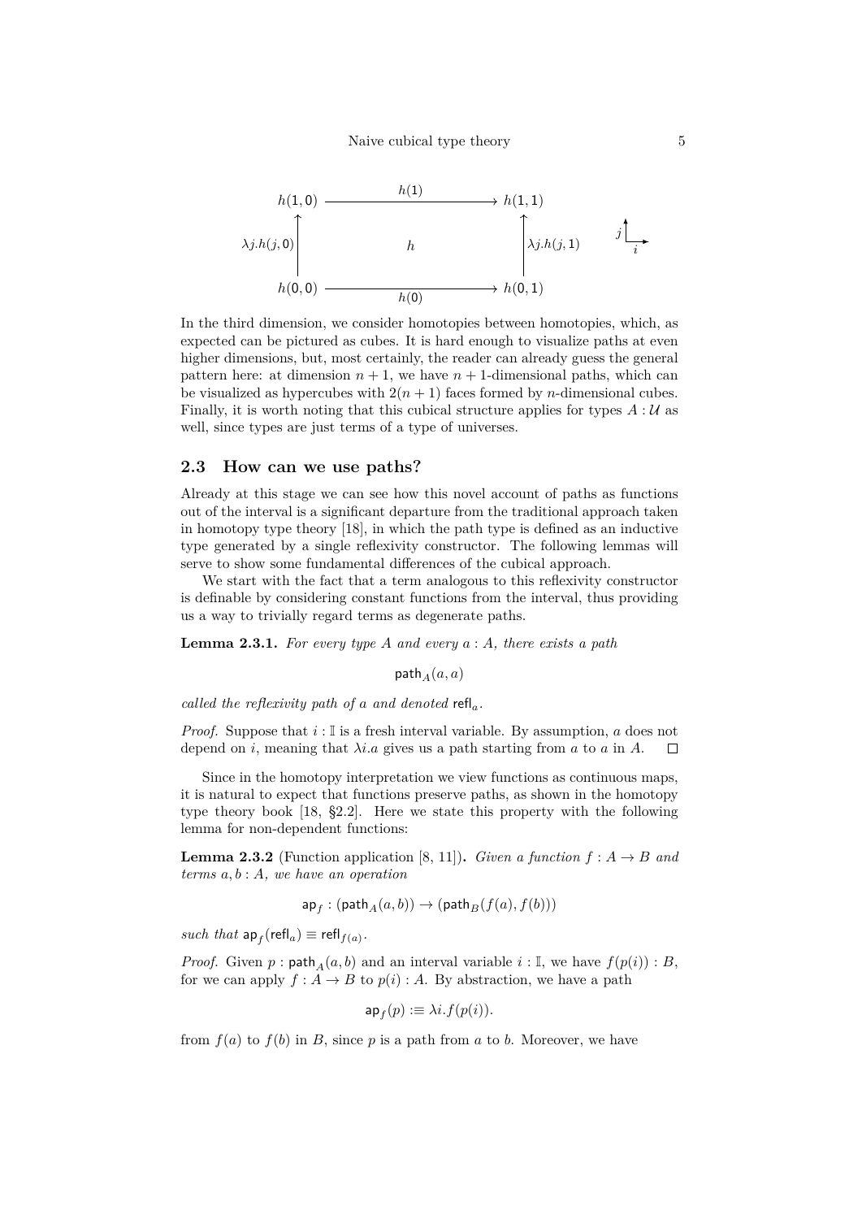$$
\begin{array}{ccc}
h(1,0) & \xrightarrow{\quad h(1) \quad} & h(1,1) \\
\uparrow \scriptstyle{\lambda j.h(j,0)} & h & \uparrow \scriptstyle{\lambda j.h(j,1)} \\
h(0,0) & \xrightarrow[\quad h(0) \quad]{} & h(0,1)
\end{array}
$$

In the third dimension, we consider homotopies between homotopies, which, as expected can be pictured as cubes. It is hard enough to visualize paths at even higher dimensions, but, most certainly, the reader can already guess the general pattern here: at dimension $n+1$, we have $n+1$-dimensional paths, which can be visualized as hypercubes with $2(n+1)$ faces formed by $n$-dimensional cubes. Finally, it is worth noting that this cubical structure applies for types $A : \mathcal{U}$ as well, since types are just terms of a type of universes.

## 2.3 How can we use paths?

Already at this stage we can see how this novel account of paths as functions out of the interval is a significant departure from the traditional approach taken in homotopy type theory [18], in which the path type is defined as an inductive type generated by a single reflexivity constructor. The following lemmas will serve to show some fundamental differences of the cubical approach.

We start with the fact that a term analogous to this reflexivity constructor is definable by considering constant functions from the interval, thus providing us a way to trivially regard terms as degenerate paths.

**Lemma 2.3.1.** *For every type $A$ and every $a : A$, there exists a path*

$$\mathsf{path}_A(a, a)$$

*called the reflexivity path of $a$ and denoted $\mathsf{refl}_a$.*

*Proof.* Suppose that $i : \mathbb{I}$ is a fresh interval variable. By assumption, $a$ does not depend on $i$, meaning that $\lambda i.a$ gives us a path starting from $a$ to $a$ in $A$. ∎

Since in the homotopy interpretation we view functions as continuous maps, it is natural to expect that functions preserve paths, as shown in the homotopy type theory book [18, §2.2]. Here we state this property with the following lemma for non-dependent functions:

**Lemma 2.3.2** (Function application [8, 11])**.** *Given a function $f : A \to B$ and terms $a, b : A$, we have an operation*

$$\mathsf{ap}_f : (\mathsf{path}_A(a, b)) \to (\mathsf{path}_B(f(a), f(b)))$$

*such that $\mathsf{ap}_f(\mathsf{refl}_a) \equiv \mathsf{refl}_{f(a)}$.*

*Proof.* Given $p : \mathsf{path}_A(a, b)$ and an interval variable $i : \mathbb{I}$, we have $f(p(i)) : B$, for we can apply $f : A \to B$ to $p(i) : A$. By abstraction, we have a path

$$\mathsf{ap}_f(p) :\equiv \lambda i.f(p(i)).$$

from $f(a)$ to $f(b)$ in $B$, since $p$ is a path from $a$ to $b$. Moreover, we have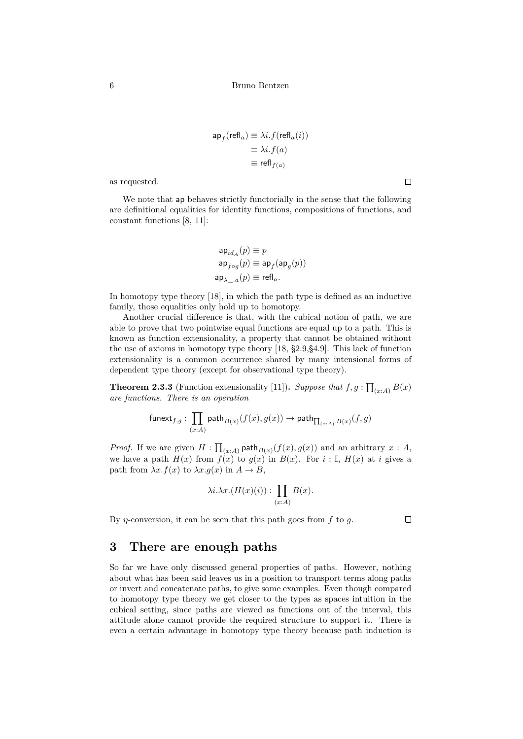$$
\begin{aligned}
\mathsf{ap}_f(\mathsf{refl}_a) &\equiv \lambda i.f(\mathsf{refl}_a(i)) \\
&\equiv \lambda i.f(a) \\
&\equiv \mathsf{refl}_{f(a)}
\end{aligned}
$$

as requested. □

We note that $\mathsf{ap}$ behaves strictly functorially in the sense that the following are definitional equalities for identity functions, compositions of functions, and constant functions [8, 11]:

$$
\begin{aligned}
\mathsf{ap}_{id_A}(p) &\equiv p \\
\mathsf{ap}_{f\circ g}(p) &\equiv \mathsf{ap}_f(\mathsf{ap}_g(p)) \\
\mathsf{ap}_{\lambda\_.a}(p) &\equiv \mathsf{refl}_a.
\end{aligned}
$$

In homotopy type theory [18], in which the path type is defined as an inductive family, those equalities only hold up to homotopy.

Another crucial difference is that, with the cubical notion of path, we are able to prove that two pointwise equal functions are equal up to a path. This is known as function extensionality, a property that cannot be obtained without the use of axioms in homotopy type theory [18, §2.9,§4.9]. This lack of function extensionality is a common occurrence shared by many intensional forms of dependent type theory (except for observational type theory).

**Theorem 2.3.3** (Function extensionality [11])**.** *Suppose that $f, g : \prod_{(x:A)} B(x)$ are functions. There is an operation*

$$
\mathsf{funext}_{f,g} : \prod_{(x:A)} \mathsf{path}_{B(x)}(f(x), g(x)) \to \mathsf{path}_{\prod_{(x:A)} B(x)}(f, g)
$$

*Proof.* If we are given $H : \prod_{(x:A)} \mathsf{path}_{B(x)}(f(x), g(x))$ and an arbitrary $x : A$, we have a path $H(x)$ from $f(x)$ to $g(x)$ in $B(x)$. For $i : \mathbb{I}$, $H(x)$ at $i$ gives a path from $\lambda x.f(x)$ to $\lambda x.g(x)$ in $A \to B$,

$$
\lambda i.\lambda x.(H(x)(i)) : \prod_{(x:A)} B(x).
$$

By $\eta$-conversion, it can be seen that this path goes from $f$ to $g$. □

## 3 There are enough paths

So far we have only discussed general properties of paths. However, nothing about what has been said leaves us in a position to transport terms along paths or invert and concatenate paths, to give some examples. Even though compared to homotopy type theory we get closer to the types as spaces intuition in the cubical setting, since paths are viewed as functions out of the interval, this attitude alone cannot provide the required structure to support it. There is even a certain advantage in homotopy type theory because path induction is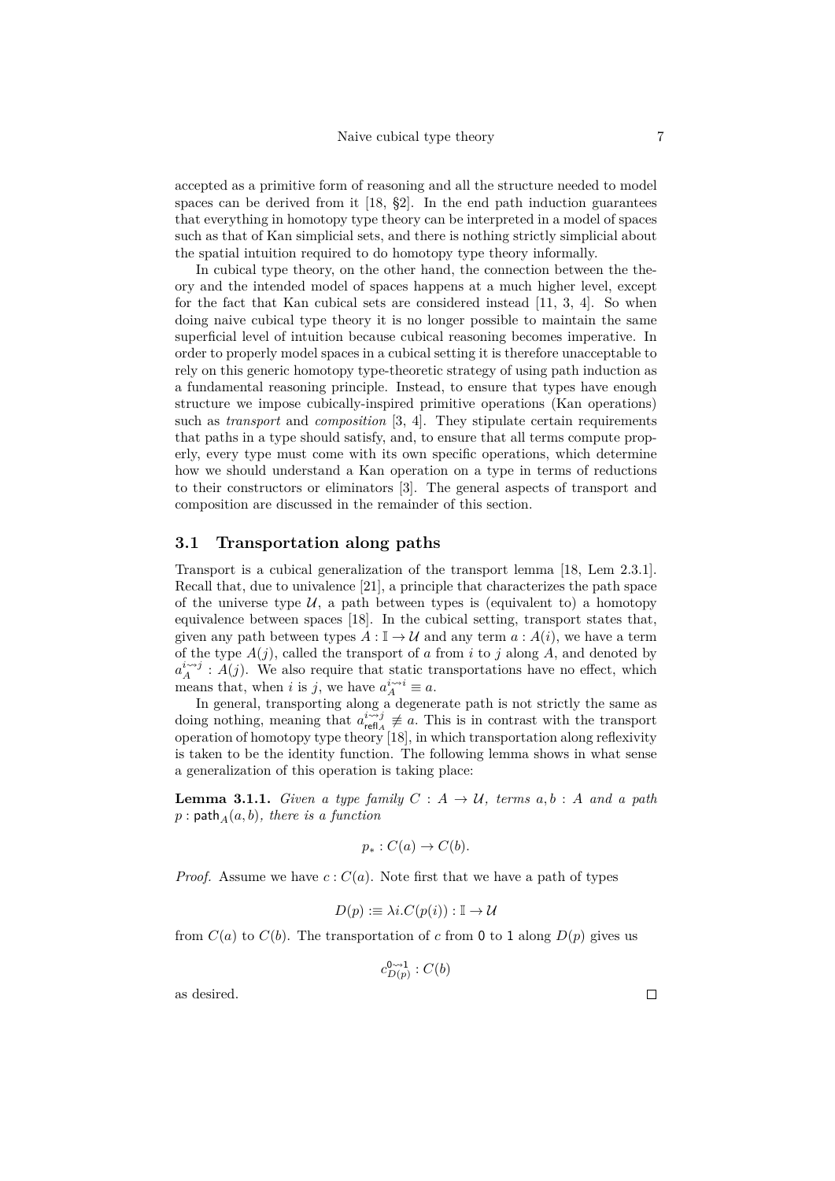accepted as a primitive form of reasoning and all the structure needed to model spaces can be derived from it [18, §2]. In the end path induction guarantees that everything in homotopy type theory can be interpreted in a model of spaces such as that of Kan simplicial sets, and there is nothing strictly simplicial about the spatial intuition required to do homotopy type theory informally.

In cubical type theory, on the other hand, the connection between the theory and the intended model of spaces happens at a much higher level, except for the fact that Kan cubical sets are considered instead [11, 3, 4]. So when doing naive cubical type theory it is no longer possible to maintain the same superficial level of intuition because cubical reasoning becomes imperative. In order to properly model spaces in a cubical setting it is therefore unacceptable to rely on this generic homotopy type-theoretic strategy of using path induction as a fundamental reasoning principle. Instead, to ensure that types have enough structure we impose cubically-inspired primitive operations (Kan operations) such as *transport* and *composition* [3, 4]. They stipulate certain requirements that paths in a type should satisfy, and, to ensure that all terms compute properly, every type must come with its own specific operations, which determine how we should understand a Kan operation on a type in terms of reductions to their constructors or eliminators [3]. The general aspects of transport and composition are discussed in the remainder of this section.

## 3.1 Transportation along paths

Transport is a cubical generalization of the transport lemma [18, Lem 2.3.1]. Recall that, due to univalence [21], a principle that characterizes the path space of the universe type $\mathcal{U}$, a path between types is (equivalent to) a homotopy equivalence between spaces [18]. In the cubical setting, transport states that, given any path between types $A : \mathbb{I} \to \mathcal{U}$ and any term $a : A(i)$, we have a term of the type $A(j)$, called the transport of $a$ from $i$ to $j$ along $A$, and denoted by $a_A^{i \rightsquigarrow j} : A(j)$. We also require that static transportations have no effect, which means that, when $i$ is $j$, we have $a_A^{i \rightsquigarrow i} \equiv a$.

In general, transporting along a degenerate path is not strictly the same as doing nothing, meaning that $a_{\mathsf{refl}_A}^{i \rightsquigarrow j} \not\equiv a$. This is in contrast with the transport operation of homotopy type theory [18], in which transportation along reflexivity is taken to be the identity function. The following lemma shows in what sense a generalization of this operation is taking place:

**Lemma 3.1.1.** *Given a type family $C : A \to \mathcal{U}$, terms $a, b : A$ and a path $p : \mathsf{path}_A(a, b)$, there is a function*

$$p_* : C(a) \to C(b).$$

*Proof.* Assume we have $c : C(a)$. Note first that we have a path of types

$$D(p) :\equiv \lambda i.C(p(i)) : \mathbb{I} \to \mathcal{U}$$

from $C(a)$ to $C(b)$. The transportation of $c$ from $\mathsf{0}$ to $\mathsf{1}$ along $D(p)$ gives us

$$c_{D(p)}^{\mathsf{0} \rightsquigarrow \mathsf{1}} : C(b)$$

as desired. □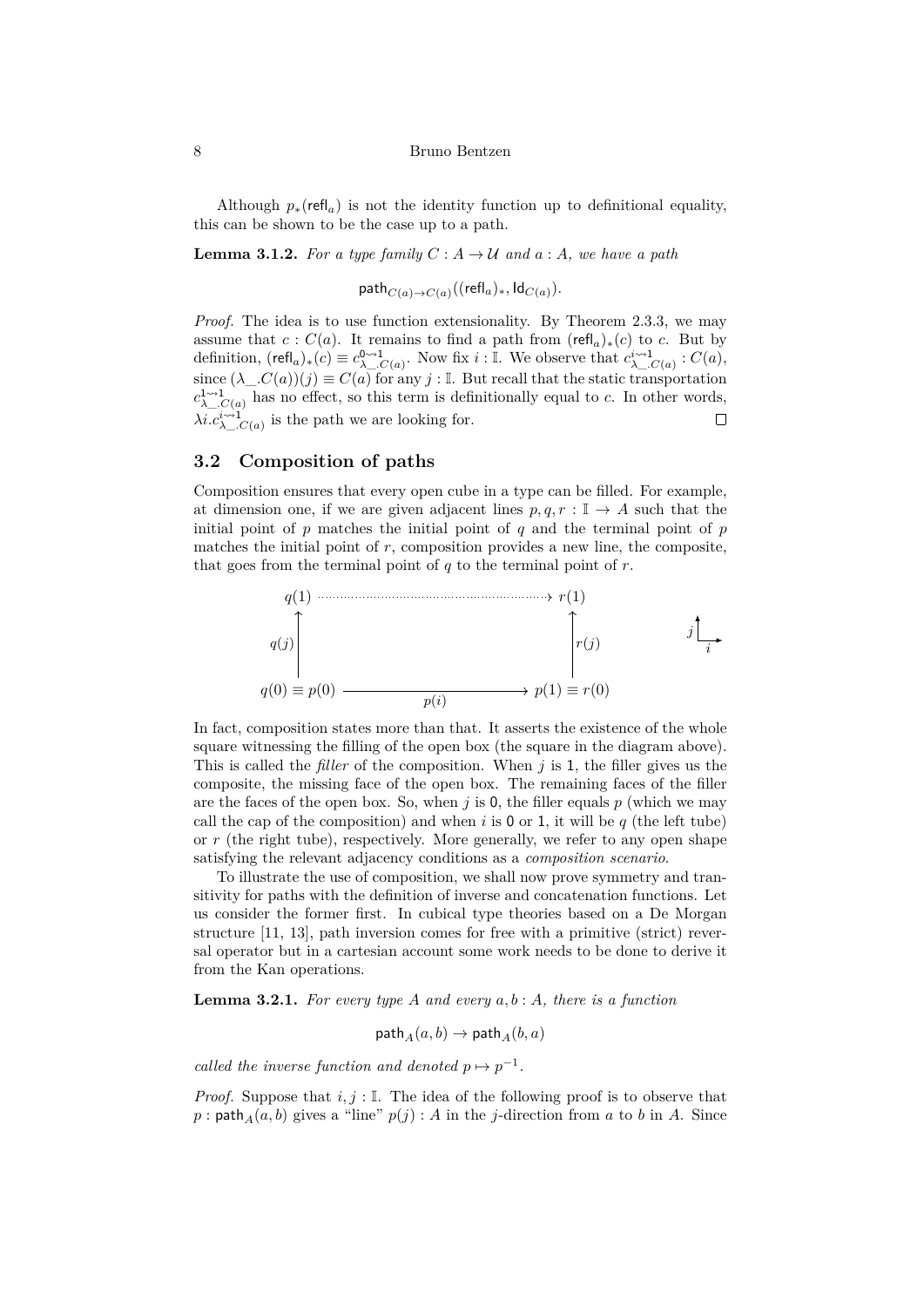Although $p_*(\mathsf{refl}_a)$ is not the identity function up to definitional equality, this can be shown to be the case up to a path.

**Lemma 3.1.2.** *For a type family $C : A \to \mathcal{U}$ and $a : A$, we have a path*

$$\mathsf{path}_{C(a)\to C(a)}((\mathsf{refl}_a)_*, \mathsf{Id}_{C(a)}).$$

*Proof.* The idea is to use function extensionality. By Theorem 2.3.3, we may assume that $c : C(a)$. It remains to find a path from $(\mathsf{refl}_a)_*(c)$ to $c$. But by definition, $(\mathsf{refl}_a)_*(c) \equiv c^{0\rightsquigarrow 1}_{\lambda\_.C(a)}$. Now fix $i : \mathbb{I}$. We observe that $c^{i\rightsquigarrow 1}_{\lambda\_.C(a)} : C(a)$, since $(\lambda\_.C(a))(j) \equiv C(a)$ for any $j : \mathbb{I}$. But recall that the static transportation $c^{1\rightsquigarrow 1}_{\lambda\_.C(a)}$ has no effect, so this term is definitionally equal to $c$. In other words, $\lambda i.c^{i\rightsquigarrow 1}_{\lambda\_.C(a)}$ is the path we are looking for. □

## 3.2 Composition of paths

Composition ensures that every open cube in a type can be filled. For example, at dimension one, if we are given adjacent lines $p, q, r : \mathbb{I} \to A$ such that the initial point of $p$ matches the initial point of $q$ and the terminal point of $p$ matches the initial point of $r$, composition provides a new line, the composite, that goes from the terminal point of $q$ to the terminal point of $r$.

$$\begin{array}{ccc} q(1) & \cdots\cdots\cdots\rightarrow & r(1) \\ q(j)\uparrow & & \uparrow r(j) \\ q(0) \equiv p(0) & \xrightarrow{\quad p(i) \quad} & p(1) \equiv r(0) \end{array}$$

In fact, composition states more than that. It asserts the existence of the whole square witnessing the filling of the open box (the square in the diagram above). This is called the *filler* of the composition. When $j$ is $1$, the filler gives us the composite, the missing face of the open box. The remaining faces of the filler are the faces of the open box. So, when $j$ is $0$, the filler equals $p$ (which we may call the cap of the composition) and when $i$ is $0$ or $1$, it will be $q$ (the left tube) or $r$ (the right tube), respectively. More generally, we refer to any open shape satisfying the relevant adjacency conditions as a *composition scenario*.

To illustrate the use of composition, we shall now prove symmetry and transitivity for paths with the definition of inverse and concatenation functions. Let us consider the former first. In cubical type theories based on a De Morgan structure [11, 13], path inversion comes for free with a primitive (strict) reversal operator but in a cartesian account some work needs to be done to derive it from the Kan operations.

**Lemma 3.2.1.** *For every type $A$ and every $a, b : A$, there is a function*

$$\mathsf{path}_A(a, b) \to \mathsf{path}_A(b, a)$$

*called the inverse function and denoted $p \mapsto p^{-1}$.*

*Proof.* Suppose that $i, j : \mathbb{I}$. The idea of the following proof is to observe that $p : \mathsf{path}_A(a, b)$ gives a "line" $p(j) : A$ in the $j$-direction from $a$ to $b$ in $A$. Since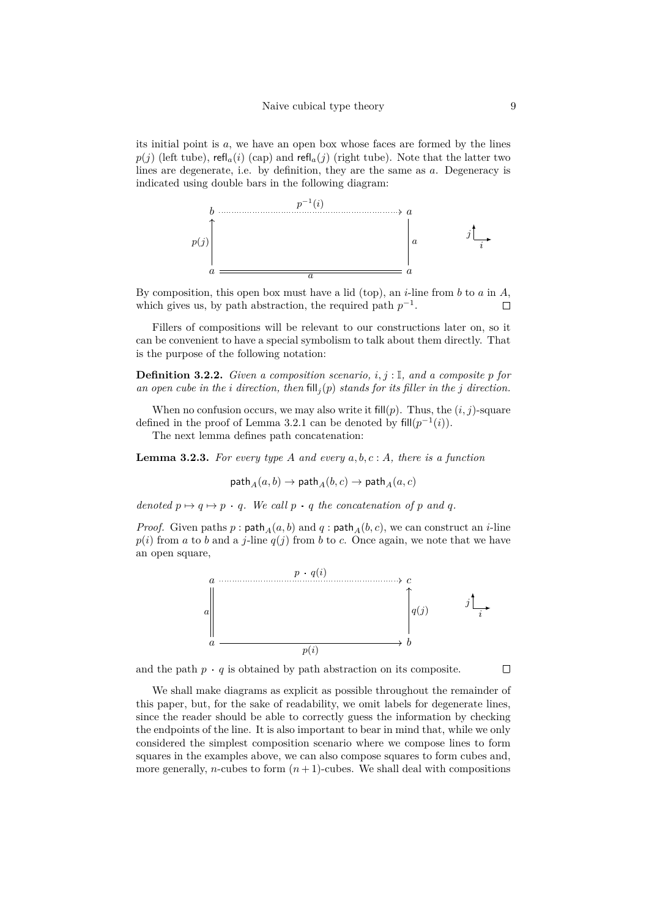its initial point is $a$, we have an open box whose faces are formed by the lines $p(j)$ (left tube), $\mathsf{refl}_a(i)$ (cap) and $\mathsf{refl}_a(j)$ (right tube). Note that the latter two lines are degenerate, i.e. by definition, they are the same as $a$. Degeneracy is indicated using double bars in the following diagram:

By composition, this open box must have a lid (top), an $i$-line from $b$ to $a$ in $A$, which gives us, by path abstraction, the required path $p^{-1}$. ◻

Fillers of compositions will be relevant to our constructions later on, so it can be convenient to have a special symbolism to talk about them directly. That is the purpose of the following notation:

**Definition 3.2.2.** *Given a composition scenario, $i, j : \mathbb{I}$, and a composite $p$ for an open cube in the $i$ direction, then $\mathsf{fill}_j(p)$ stands for its filler in the $j$ direction.*

When no confusion occurs, we may also write it $\mathsf{fill}(p)$. Thus, the $(i, j)$-square defined in the proof of Lemma 3.2.1 can be denoted by $\mathsf{fill}(p^{-1}(i))$.

The next lemma defines path concatenation:

**Lemma 3.2.3.** *For every type $A$ and every $a, b, c : A$, there is a function*

$$\mathsf{path}_A(a, b) \to \mathsf{path}_A(b, c) \to \mathsf{path}_A(a, c)$$

*denoted $p \mapsto q \mapsto p \cdot q$. We call $p \cdot q$ the concatenation of $p$ and $q$.*

*Proof.* Given paths $p : \mathsf{path}_A(a, b)$ and $q : \mathsf{path}_A(b, c)$, we can construct an $i$-line $p(i)$ from $a$ to $b$ and a $j$-line $q(j)$ from $b$ to $c$. Once again, we note that we have an open square,

and the path $p \cdot q$ is obtained by path abstraction on its composite. ◻

We shall make diagrams as explicit as possible throughout the remainder of this paper, but, for the sake of readability, we omit labels for degenerate lines, since the reader should be able to correctly guess the information by checking the endpoints of the line. It is also important to bear in mind that, while we only considered the simplest composition scenario where we compose lines to form squares in the examples above, we can also compose squares to form cubes and, more generally, $n$-cubes to form $(n+1)$-cubes. We shall deal with compositions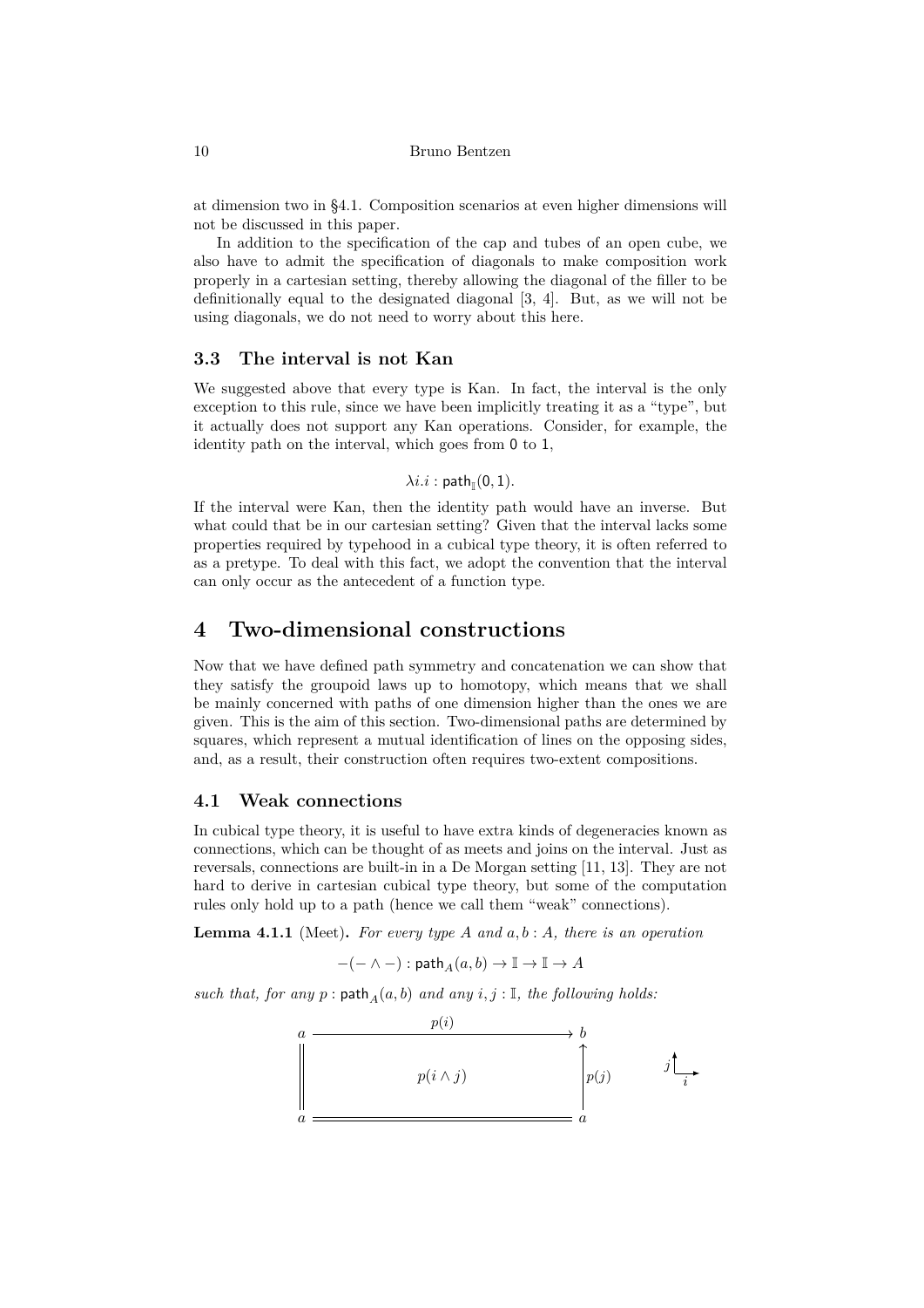at dimension two in §4.1. Composition scenarios at even higher dimensions will not be discussed in this paper.

In addition to the specification of the cap and tubes of an open cube, we also have to admit the specification of diagonals to make composition work properly in a cartesian setting, thereby allowing the diagonal of the filler to be definitionally equal to the designated diagonal [3, 4]. But, as we will not be using diagonals, we do not need to worry about this here.

### 3.3 The interval is not Kan

We suggested above that every type is Kan. In fact, the interval is the only exception to this rule, since we have been implicitly treating it as a "type", but it actually does not support any Kan operations. Consider, for example, the identity path on the interval, which goes from $\mathsf{0}$ to $\mathsf{1}$,

$$\lambda i.i : \mathsf{path}_{\mathbb{I}}(\mathsf{0}, \mathsf{1}).$$

If the interval were Kan, then the identity path would have an inverse. But what could that be in our cartesian setting? Given that the interval lacks some properties required by typehood in a cubical type theory, it is often referred to as a pretype. To deal with this fact, we adopt the convention that the interval can only occur as the antecedent of a function type.

## 4 Two-dimensional constructions

Now that we have defined path symmetry and concatenation we can show that they satisfy the groupoid laws up to homotopy, which means that we shall be mainly concerned with paths of one dimension higher than the ones we are given. This is the aim of this section. Two-dimensional paths are determined by squares, which represent a mutual identification of lines on the opposing sides, and, as a result, their construction often requires two-extent compositions.

### 4.1 Weak connections

In cubical type theory, it is useful to have extra kinds of degeneracies known as connections, which can be thought of as meets and joins on the interval. Just as reversals, connections are built-in in a De Morgan setting [11, 13]. They are not hard to derive in cartesian cubical type theory, but some of the computation rules only hold up to a path (hence we call them "weak" connections).

**Lemma 4.1.1** (Meet)**.** *For every type $A$ and $a, b : A$, there is an operation*

$$-(- \wedge -) : \mathsf{path}_A(a, b) \to \mathbb{I} \to \mathbb{I} \to A$$

*such that, for any $p : \mathsf{path}_A(a, b)$ and any $i, j : \mathbb{I}$, the following holds:*

$$\begin{array}{ccc}
a & \xrightarrow{\quad p(i) \quad} & b \\
\Big\| & p(i \wedge j) & \Big\uparrow p(j) \\
a & =\!=\!=\!=\!=\!= & a
\end{array}
\qquad
\begin{array}{l} j \uparrow \\ \quad \rightarrow i \end{array}$$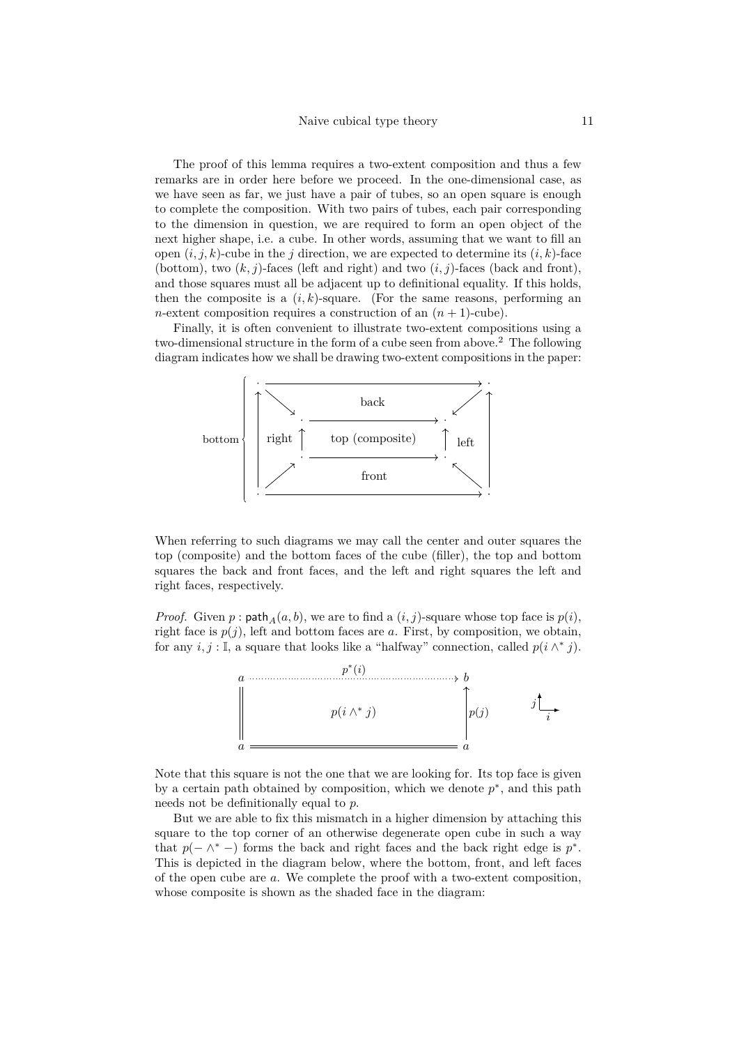The proof of this lemma requires a two-extent composition and thus a few remarks are in order here before we proceed. In the one-dimensional case, as we have seen as far, we just have a pair of tubes, so an open square is enough to complete the composition. With two pairs of tubes, each pair corresponding to the dimension in question, we are required to form an open object of the next higher shape, i.e. a cube. In other words, assuming that we want to fill an open $(i, j, k)$-cube in the $j$ direction, we are expected to determine its $(i, k)$-face (bottom), two $(k, j)$-faces (left and right) and two $(i, j)$-faces (back and front), and those squares must all be adjacent up to definitional equality. If this holds, then the composite is a $(i, k)$-square. (For the same reasons, performing an $n$-extent composition requires a construction of an $(n + 1)$-cube).

Finally, it is often convenient to illustrate two-extent compositions using a two-dimensional structure in the form of a cube seen from above.[2] The following diagram indicates how we shall be drawing two-extent compositions in the paper:

When referring to such diagrams we may call the center and outer squares the top (composite) and the bottom faces of the cube (filler), the top and bottom squares the back and front faces, and the left and right squares the left and right faces, respectively.

*Proof.* Given $p : \mathsf{path}_A(a, b)$, we are to find a $(i, j)$-square whose top face is $p(i)$, right face is $p(j)$, left and bottom faces are $a$. First, by composition, we obtain, for any $i, j : \mathbb{I}$, a square that looks like a "halfway" connection, called $p(i \wedge^* j)$.

Note that this square is not the one that we are looking for. Its top face is given by a certain path obtained by composition, which we denote $p^*$, and this path needs not be definitionally equal to $p$.

But we are able to fix this mismatch in a higher dimension by attaching this square to the top corner of an otherwise degenerate open cube in such a way that $p(- \wedge^* -)$ forms the back and right faces and the back right edge is $p^*$. This is depicted in the diagram below, where the bottom, front, and left faces of the open cube are $a$. We complete the proof with a two-extent composition, whose composite is shown as the shaded face in the diagram: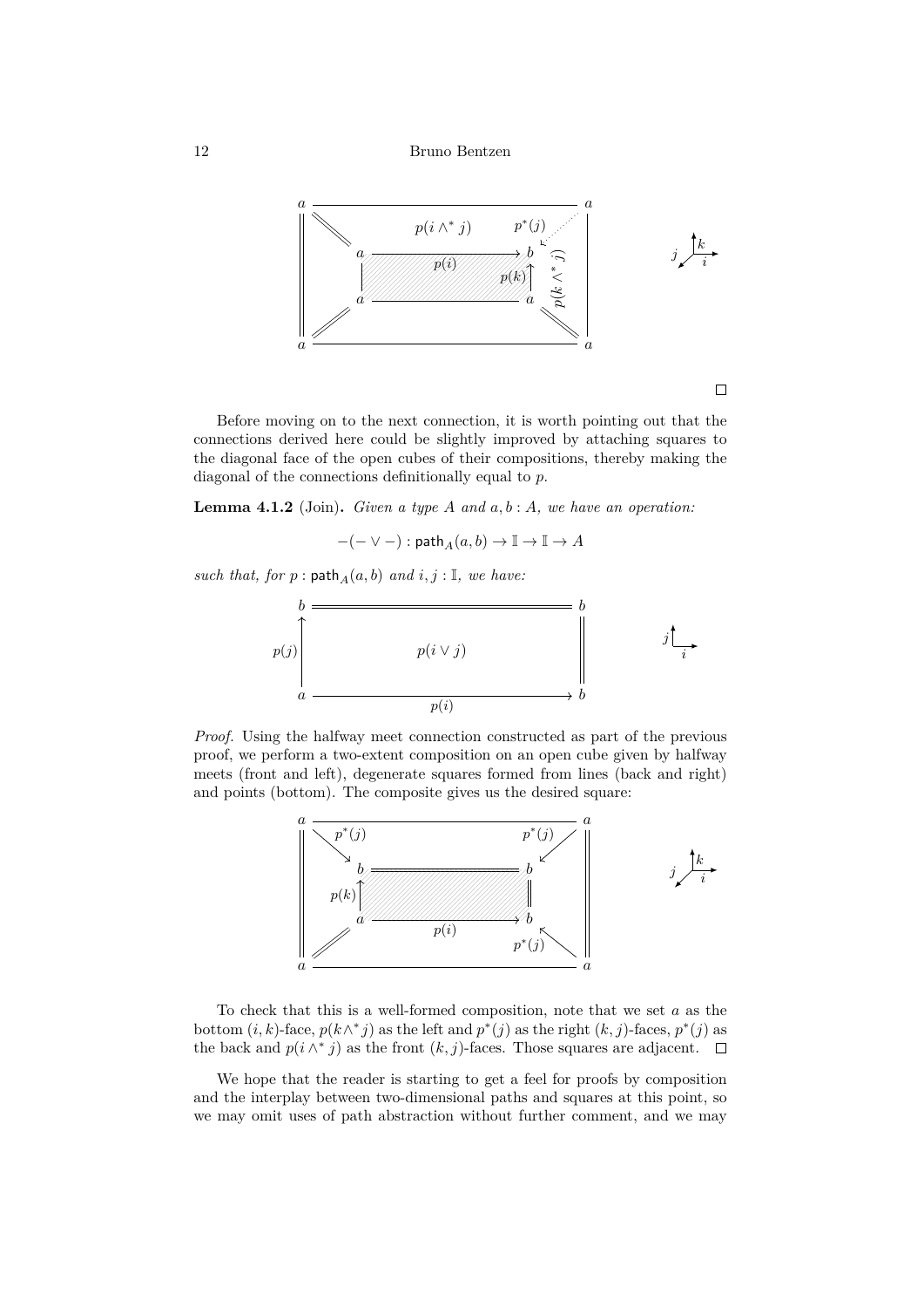□

Before moving on to the next connection, it is worth pointing out that the connections derived here could be slightly improved by attaching squares to the diagonal face of the open cubes of their compositions, thereby making the diagonal of the connections definitionally equal to $p$.

**Lemma 4.1.2** (Join)**.** *Given a type $A$ and $a, b : A$, we have an operation:*

$$-(- \vee -) : \mathsf{path}_A(a, b) \to \mathbb{I} \to \mathbb{I} \to A$$

*such that, for $p : \mathsf{path}_A(a, b)$ and $i, j : \mathbb{I}$, we have:*

*Proof.* Using the halfway meet connection constructed as part of the previous proof, we perform a two-extent composition on an open cube given by halfway meets (front and left), degenerate squares formed from lines (back and right) and points (bottom). The composite gives us the desired square:

To check that this is a well-formed composition, note that we set $a$ as the bottom $(i, k)$-face, $p(k \wedge^* j)$ as the left and $p^*(j)$ as the right $(k, j)$-faces, $p^*(j)$ as the back and $p(i \wedge^* j)$ as the front $(k, j)$-faces. Those squares are adjacent. □

We hope that the reader is starting to get a feel for proofs by composition and the interplay between two-dimensional paths and squares at this point, so we may omit uses of path abstraction without further comment, and we may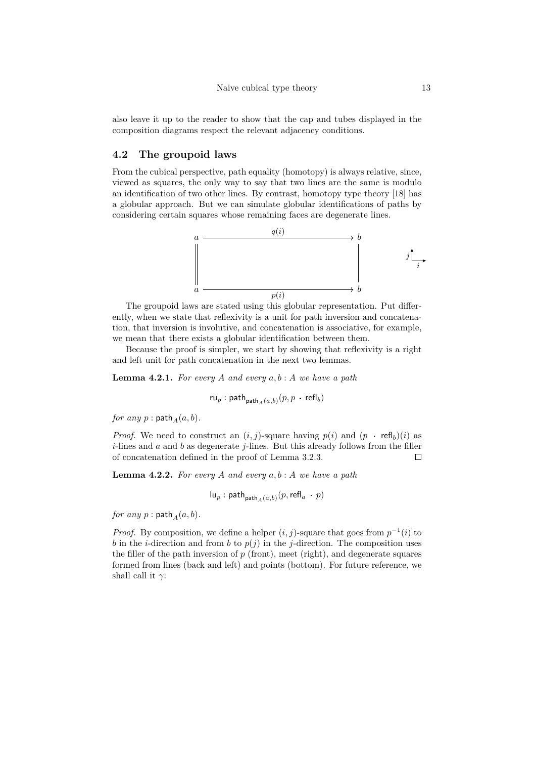also leave it up to the reader to show that the cap and tubes displayed in the composition diagrams respect the relevant adjacency conditions.

## 4.2 The groupoid laws

From the cubical perspective, path equality (homotopy) is always relative, since, viewed as squares, the only way to say that two lines are the same is modulo an identification of two other lines. By contrast, homotopy type theory [18] has a globular approach. But we can simulate globular identifications of paths by considering certain squares whose remaining faces are degenerate lines.

$$
\begin{array}{ccc}
a & \xrightarrow{\quad q(i) \quad} & b \\
\Vert & & \vert \\
a & \xrightarrow[\quad p(i) \quad]{} & b
\end{array}
$$

The groupoid laws are stated using this globular representation. Put differently, when we state that reflexivity is a unit for path inversion and concatenation, that inversion is involutive, and concatenation is associative, for example, we mean that there exists a globular identification between them.

Because the proof is simpler, we start by showing that reflexivity is a right and left unit for path concatenation in the next two lemmas.

**Lemma 4.2.1.** *For every $A$ and every $a, b : A$ we have a path*

$$\mathsf{ru}_p : \mathsf{path}_{\mathsf{path}_A(a,b)}(p, p \cdot \mathsf{refl}_b)$$

*for any $p : \mathsf{path}_A(a, b)$.*

*Proof.* We need to construct an $(i, j)$-square having $p(i)$ and $(p \cdot \mathsf{refl}_b)(i)$ as $i$-lines and $a$ and $b$ as degenerate $j$-lines. But this already follows from the filler of concatenation defined in the proof of Lemma 3.2.3. □

**Lemma 4.2.2.** *For every $A$ and every $a, b : A$ we have a path*

$$\mathsf{lu}_p : \mathsf{path}_{\mathsf{path}_A(a,b)}(p, \mathsf{refl}_a \cdot p)$$

*for any $p : \mathsf{path}_A(a, b)$.*

*Proof.* By composition, we define a helper $(i, j)$-square that goes from $p^{-1}(i)$ to $b$ in the $i$-direction and from $b$ to $p(j)$ in the $j$-direction. The composition uses the filler of the path inversion of $p$ (front), meet (right), and degenerate squares formed from lines (back and left) and points (bottom). For future reference, we shall call it $\gamma$: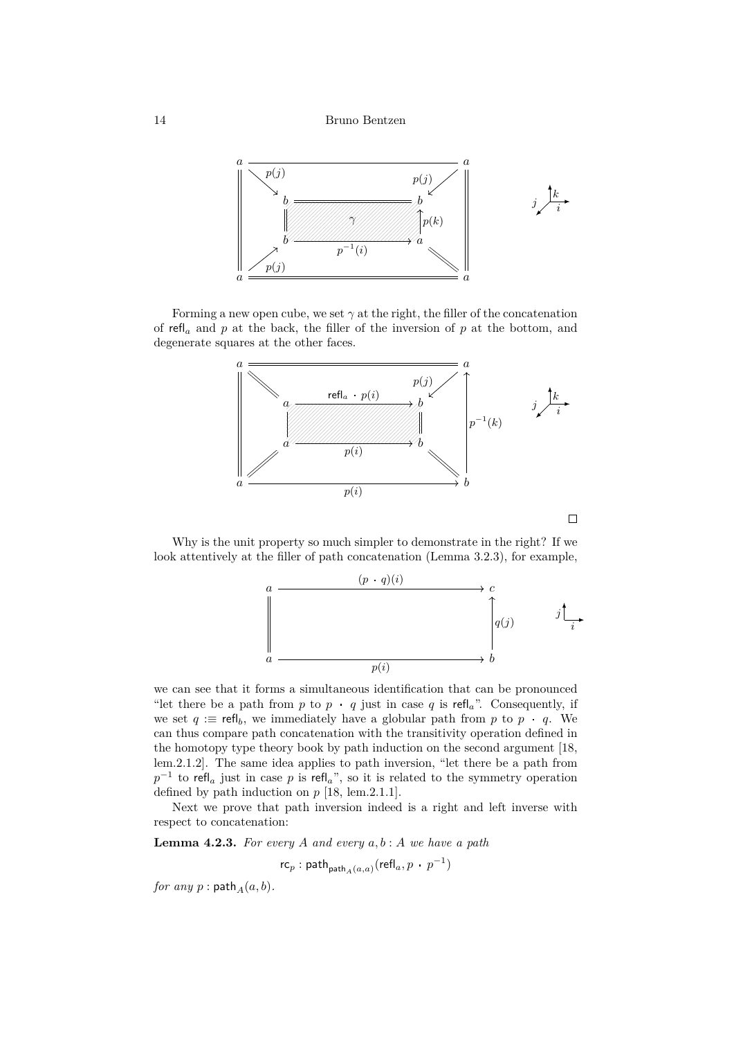Forming a new open cube, we set $\gamma$ at the right, the filler of the concatenation of $\mathsf{refl}_a$ and $p$ at the back, the filler of the inversion of $p$ at the bottom, and degenerate squares at the other faces.

□

Why is the unit property so much simpler to demonstrate in the right? If we look attentively at the filler of path concatenation (Lemma 3.2.3), for example,

we can see that it forms a simultaneous identification that can be pronounced "let there be a path from $p$ to $p \cdot q$ just in case $q$ is $\mathsf{refl}_a$". Consequently, if we set $q :\equiv \mathsf{refl}_b$, we immediately have a globular path from $p$ to $p \cdot q$. We can thus compare path concatenation with the transitivity operation defined in the homotopy type theory book by path induction on the second argument [18, lem.2.1.2]. The same idea applies to path inversion, "let there be a path from $p^{-1}$ to $\mathsf{refl}_a$ just in case $p$ is $\mathsf{refl}_a$", so it is related to the symmetry operation defined by path induction on $p$ [18, lem.2.1.1].

Next we prove that path inversion indeed is a right and left inverse with respect to concatenation:

**Lemma 4.2.3.** *For every $A$ and every $a, b : A$ we have a path*

$$\mathsf{rc}_p : \mathsf{path}_{\mathsf{path}_A(a,a)}(\mathsf{refl}_a, p \cdot p^{-1})$$

*for any $p : \mathsf{path}_A(a, b)$.*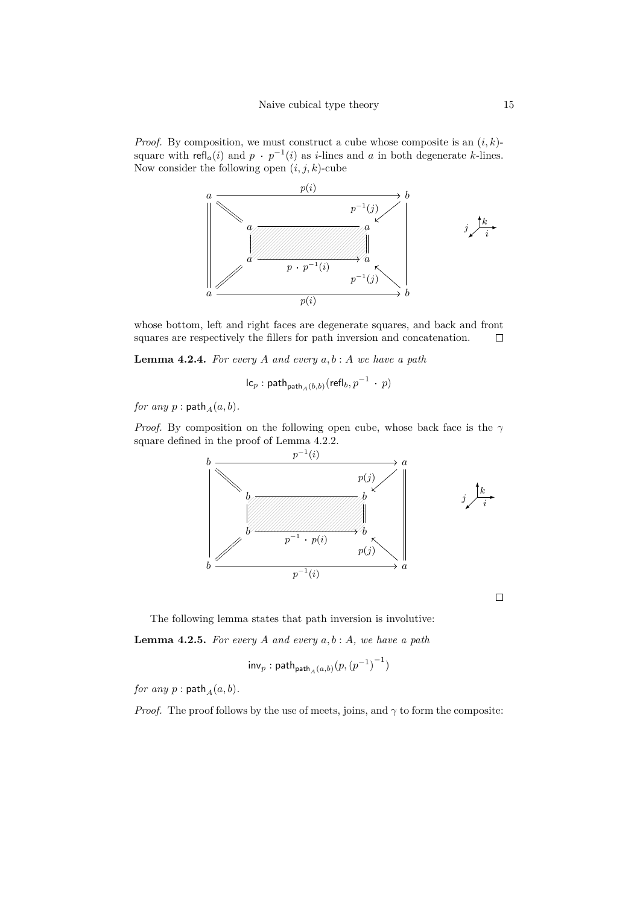*Proof.* By composition, we must construct a cube whose composite is an $(i,k)$-square with $\mathsf{refl}_a(i)$ and $p \cdot p^{-1}(i)$ as $i$-lines and $a$ in both degenerate $k$-lines. Now consider the following open $(i,j,k)$-cube

whose bottom, left and right faces are degenerate squares, and back and front squares are respectively the fillers for path inversion and concatenation. □

**Lemma 4.2.4.** *For every $A$ and every $a, b : A$ we have a path*

$$\mathsf{lc}_p : \mathsf{path}_{\mathsf{path}_A(b,b)}(\mathsf{refl}_b, p^{-1} \cdot p)$$

*for any $p : \mathsf{path}_A(a,b)$.*

*Proof.* By composition on the following open cube, whose back face is the $\gamma$ square defined in the proof of Lemma 4.2.2.

□

The following lemma states that path inversion is involutive:

**Lemma 4.2.5.** *For every $A$ and every $a, b : A$, we have a path*

$$\mathsf{inv}_p : \mathsf{path}_{\mathsf{path}_A(a,b)}(p, {(p^{-1})}^{-1})$$

*for any $p : \mathsf{path}_A(a,b)$.*

*Proof.* The proof follows by the use of meets, joins, and $\gamma$ to form the composite: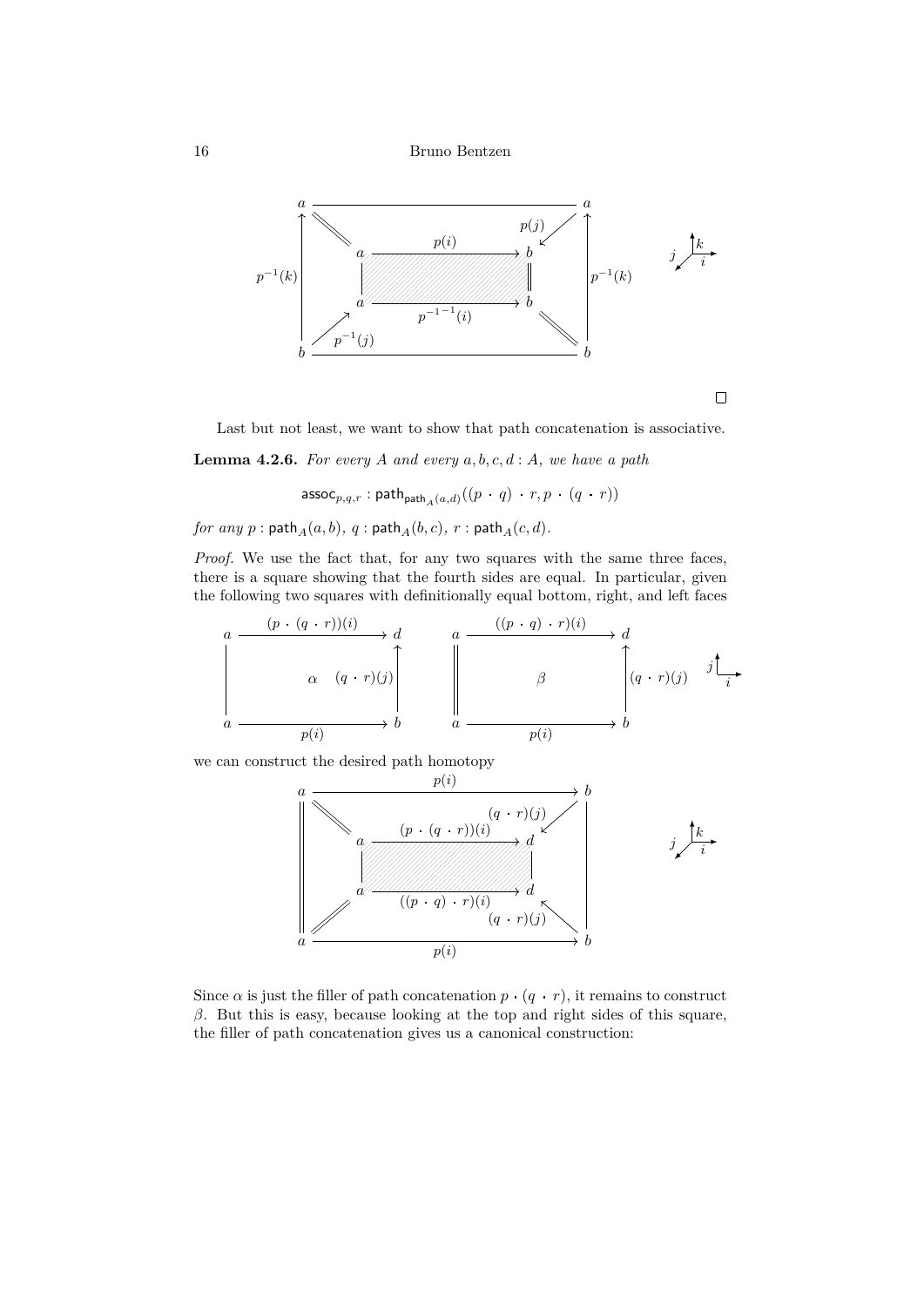□

Last but not least, we want to show that path concatenation is associative.

**Lemma 4.2.6.** *For every $A$ and every $a, b, c, d : A$, we have a path*

$$\mathsf{assoc}_{p,q,r} : \mathsf{path}_{\mathsf{path}_A(a,d)}((p \cdot q) \cdot r, p \cdot (q \cdot r))$$

*for any $p : \mathsf{path}_A(a, b)$, $q : \mathsf{path}_A(b, c)$, $r : \mathsf{path}_A(c, d)$.*

*Proof.* We use the fact that, for any two squares with the same three faces, there is a square showing that the fourth sides are equal. In particular, given the following two squares with definitionally equal bottom, right, and left faces

we can construct the desired path homotopy

Since $\alpha$ is just the filler of path concatenation $p \cdot (q \cdot r)$, it remains to construct $\beta$. But this is easy, because looking at the top and right sides of this square, the filler of path concatenation gives us a canonical construction: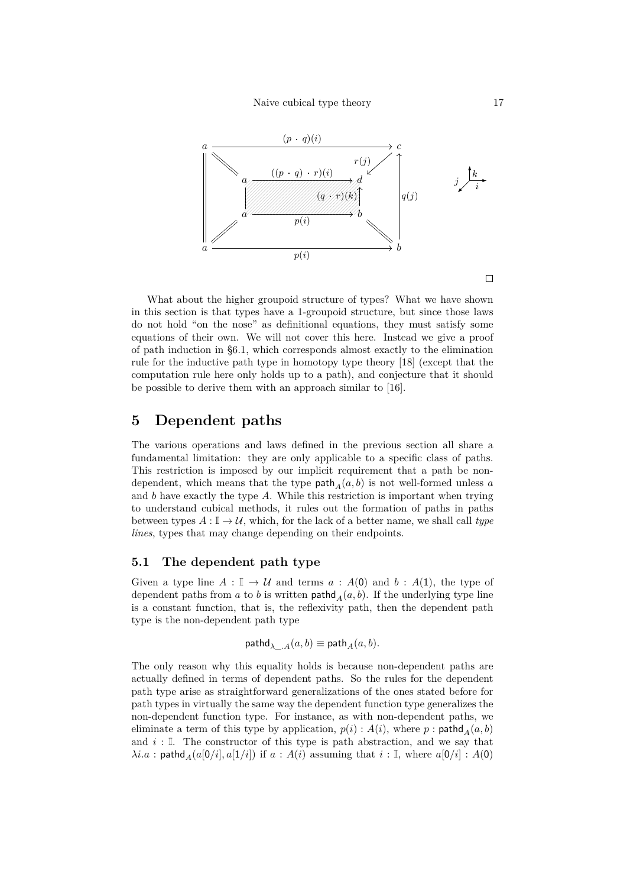What about the higher groupoid structure of types? What we have shown in this section is that types have a 1-groupoid structure, but since those laws do not hold "on the nose" as definitional equations, they must satisfy some equations of their own. We will not cover this here. Instead we give a proof of path induction in §6.1, which corresponds almost exactly to the elimination rule for the inductive path type in homotopy type theory [18] (except that the computation rule here only holds up to a path), and conjecture that it should be possible to derive them with an approach similar to [16].

# 5 Dependent paths

The various operations and laws defined in the previous section all share a fundamental limitation: they are only applicable to a specific class of paths. This restriction is imposed by our implicit requirement that a path be non-dependent, which means that the type $\mathsf{path}_A(a, b)$ is not well-formed unless $a$ and $b$ have exactly the type $A$. While this restriction is important when trying to understand cubical methods, it rules out the formation of paths in paths between types $A : \mathbb{I} \to \mathcal{U}$, which, for the lack of a better name, we shall call *type lines*, types that may change depending on their endpoints.

## 5.1 The dependent path type

Given a type line $A : \mathbb{I} \to \mathcal{U}$ and terms $a : A(\mathsf{0})$ and $b : A(\mathsf{1})$, the type of dependent paths from $a$ to $b$ is written $\mathsf{pathd}_A(a, b)$. If the underlying type line is a constant function, that is, the reflexivity path, then the dependent path type is the non-dependent path type

$$\mathsf{pathd}_{\lambda\_.A}(a, b) \equiv \mathsf{path}_A(a, b).$$

The only reason why this equality holds is because non-dependent paths are actually defined in terms of dependent paths. So the rules for the dependent path type arise as straightforward generalizations of the ones stated before for path types in virtually the same way the dependent function type generalizes the non-dependent function type. For instance, as with non-dependent paths, we eliminate a term of this type by application, $p(i) : A(i)$, where $p : \mathsf{pathd}_A(a, b)$ and $i : \mathbb{I}$. The constructor of this type is path abstraction, and we say that $\lambda i.a : \mathsf{pathd}_A(a[\mathsf{0}/i], a[\mathsf{1}/i])$ if $a : A(i)$ assuming that $i : \mathbb{I}$, where $a[\mathsf{0}/i] : A(\mathsf{0})$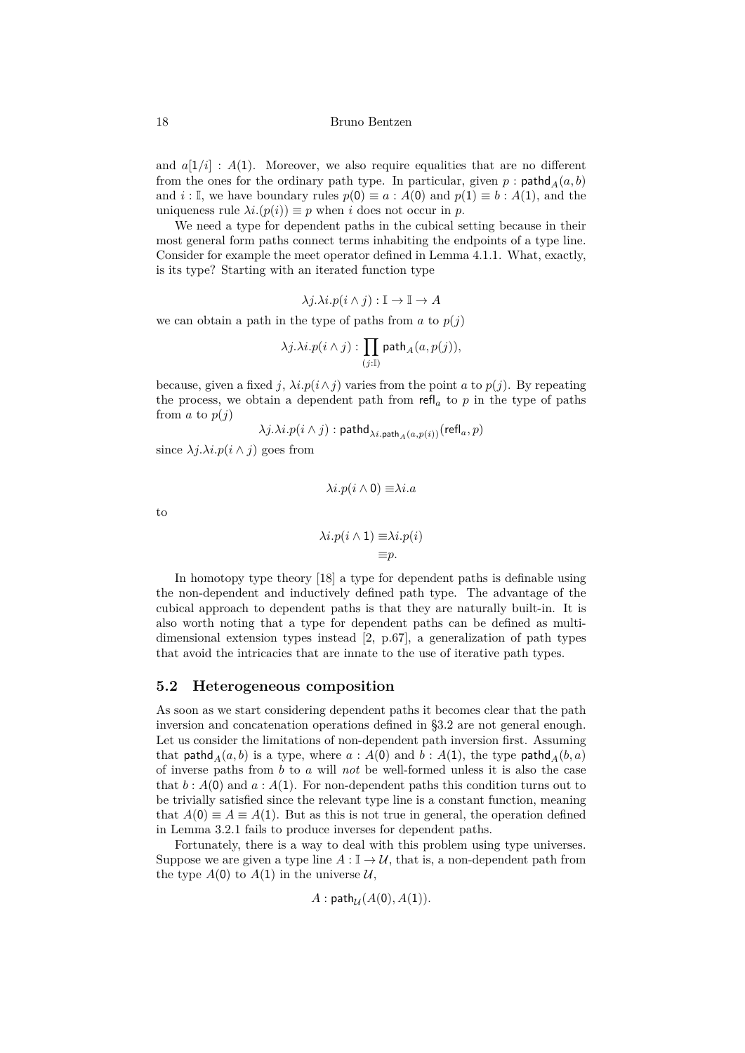and $a[1/i] : A(1)$. Moreover, we also require equalities that are no different from the ones for the ordinary path type. In particular, given $p : \mathsf{pathd}_A(a, b)$ and $i : \mathbb{I}$, we have boundary rules $p(0) \equiv a : A(0)$ and $p(1) \equiv b : A(1)$, and the uniqueness rule $\lambda i.(p(i)) \equiv p$ when $i$ does not occur in $p$.

We need a type for dependent paths in the cubical setting because in their most general form paths connect terms inhabiting the endpoints of a type line. Consider for example the meet operator defined in Lemma 4.1.1. What, exactly, is its type? Starting with an iterated function type

$$\lambda j.\lambda i.p(i \wedge j) : \mathbb{I} \to \mathbb{I} \to A$$

we can obtain a path in the type of paths from $a$ to $p(j)$

$$\lambda j.\lambda i.p(i \wedge j) : \prod_{(j:\mathbb{I})} \mathsf{path}_A(a, p(j)),$$

because, given a fixed $j$, $\lambda i.p(i \wedge j)$ varies from the point $a$ to $p(j)$. By repeating the process, we obtain a dependent path from $\mathsf{refl}_a$ to $p$ in the type of paths from $a$ to $p(j)$

$$\lambda j.\lambda i.p(i \wedge j) : \mathsf{pathd}_{\lambda i.\mathsf{path}_A(a,p(i))}(\mathsf{refl}_a, p)$$

since $\lambda j.\lambda i.p(i \wedge j)$ goes from

$$\lambda i.p(i \wedge 0) \equiv \lambda i.a$$

to

$$\begin{aligned} \lambda i.p(i \wedge 1) &\equiv \lambda i.p(i) \\ &\equiv p. \end{aligned}$$

In homotopy type theory [18] a type for dependent paths is definable using the non-dependent and inductively defined path type. The advantage of the cubical approach to dependent paths is that they are naturally built-in. It is also worth noting that a type for dependent paths can be defined as multi-dimensional extension types instead [2, p.67], a generalization of path types that avoid the intricacies that are innate to the use of iterative path types.

## 5.2 Heterogeneous composition

As soon as we start considering dependent paths it becomes clear that the path inversion and concatenation operations defined in §3.2 are not general enough. Let us consider the limitations of non-dependent path inversion first. Assuming that $\mathsf{pathd}_A(a, b)$ is a type, where $a : A(0)$ and $b : A(1)$, the type $\mathsf{pathd}_A(b, a)$ of inverse paths from $b$ to $a$ will *not* be well-formed unless it is also the case that $b : A(0)$ and $a : A(1)$. For non-dependent paths this condition turns out to be trivially satisfied since the relevant type line is a constant function, meaning that $A(0) \equiv A \equiv A(1)$. But as this is not true in general, the operation defined in Lemma 3.2.1 fails to produce inverses for dependent paths.

Fortunately, there is a way to deal with this problem using type universes. Suppose we are given a type line $A : \mathbb{I} \to \mathcal{U}$, that is, a non-dependent path from the type $A(0)$ to $A(1)$ in the universe $\mathcal{U}$,

$$A : \mathsf{path}_{\mathcal{U}}(A(0), A(1)).$$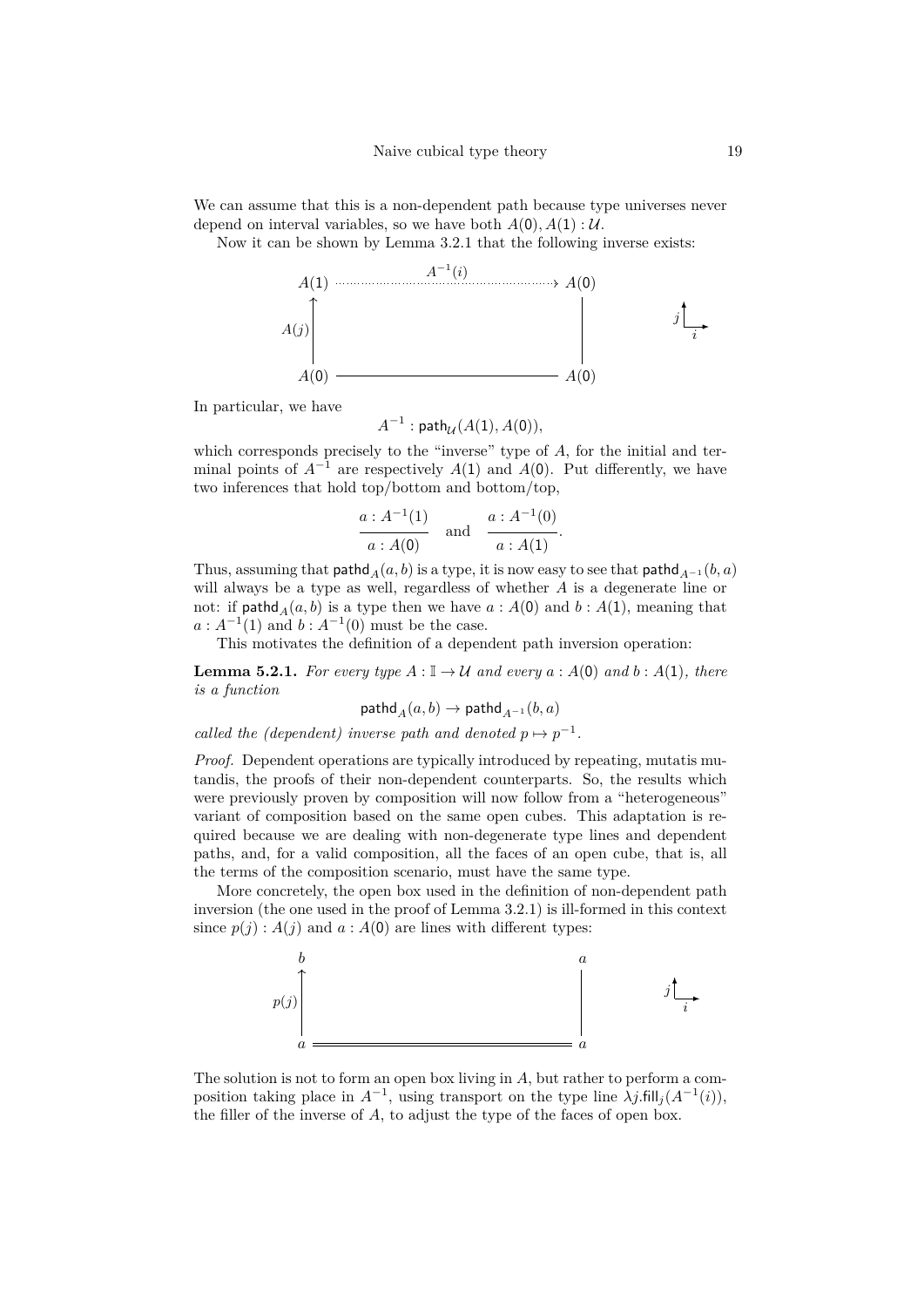We can assume that this is a non-dependent path because type universes never depend on interval variables, so we have both $A(0), A(1) : \mathcal{U}$.

Now it can be shown by Lemma 3.2.1 that the following inverse exists:

$$
\begin{array}{ccc}
A(1) & \overset{A^{-1}(i)}{\cdots\cdots\cdots\cdots\rightarrow} & A(0) \\
{\scriptstyle A(j)}\uparrow & & \big| \\
A(0) & \overline{\qquad\qquad\qquad} & A(0)
\end{array}
$$

In particular, we have

$$A^{-1} : \mathsf{path}_{\mathcal{U}}(A(1), A(0)),$$

which corresponds precisely to the "inverse" type of $A$, for the initial and terminal points of $A^{-1}$ are respectively $A(1)$ and $A(0)$. Put differently, we have two inferences that hold top/bottom and bottom/top,

$$\frac{a : A^{-1}(1)}{a : A(0)} \quad \text{and} \quad \frac{a : A^{-1}(0)}{a : A(1)}.$$

Thus, assuming that $\mathsf{pathd}_A(a, b)$ is a type, it is now easy to see that $\mathsf{pathd}_{A^{-1}}(b, a)$ will always be a type as well, regardless of whether $A$ is a degenerate line or not: if $\mathsf{pathd}_A(a, b)$ is a type then we have $a : A(0)$ and $b : A(1)$, meaning that $a : A^{-1}(1)$ and $b : A^{-1}(0)$ must be the case.

This motivates the definition of a dependent path inversion operation:

**Lemma 5.2.1.** *For every type $A : \mathbb{I} \to \mathcal{U}$ and every $a : A(0)$ and $b : A(1)$, there is a function*

$$\mathsf{pathd}_A(a, b) \to \mathsf{pathd}_{A^{-1}}(b, a)$$

*called the (dependent) inverse path and denoted $p \mapsto p^{-1}$.*

*Proof.* Dependent operations are typically introduced by repeating, mutatis mutandis, the proofs of their non-dependent counterparts. So, the results which were previously proven by composition will now follow from a "heterogeneous" variant of composition based on the same open cubes. This adaptation is required because we are dealing with non-degenerate type lines and dependent paths, and, for a valid composition, all the faces of an open cube, that is, all the terms of the composition scenario, must have the same type.

More concretely, the open box used in the definition of non-dependent path inversion (the one used in the proof of Lemma 3.2.1) is ill-formed in this context since $p(j) : A(j)$ and $a : A(0)$ are lines with different types:

$$
\begin{array}{ccc}
b & & a \\
{\scriptstyle p(j)}\uparrow & & \big| \\
a & = = = = = = = = & a
\end{array}
$$

The solution is not to form an open box living in $A$, but rather to perform a composition taking place in $A^{-1}$, using transport on the type line $\lambda j.\mathsf{fill}_j(A^{-1}(i))$, the filler of the inverse of $A$, to adjust the type of the faces of open box.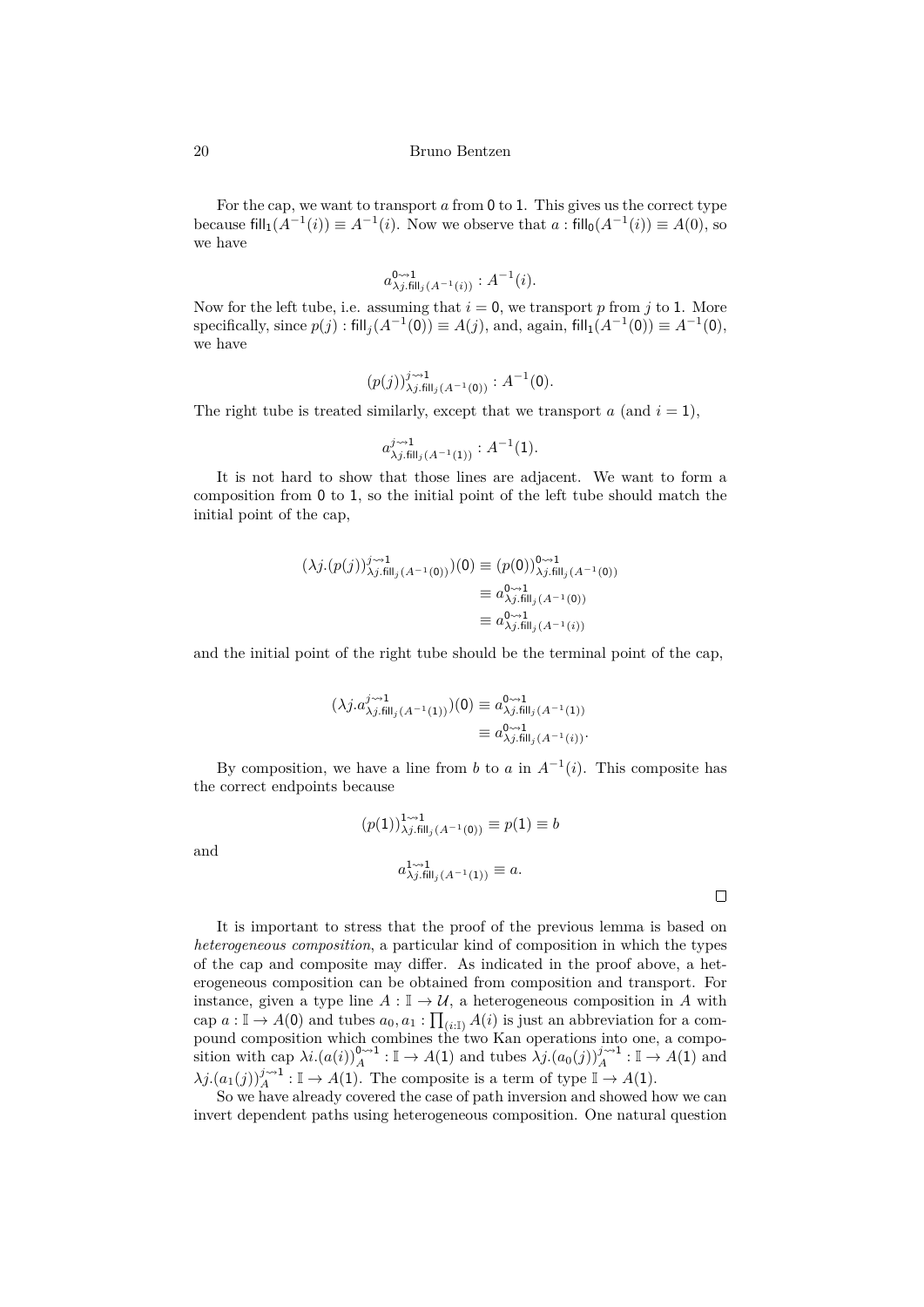For the cap, we want to transport $a$ from $\mathsf{0}$ to $\mathsf{1}$. This gives us the correct type because $\mathsf{fill}_{\mathsf{1}}(A^{-1}(i)) \equiv A^{-1}(i)$. Now we observe that $a : \mathsf{fill}_{\mathsf{0}}(A^{-1}(i)) \equiv A(\mathsf{0})$, so we have

$$a^{\mathsf{0} \rightsquigarrow \mathsf{1}}_{\lambda j.\mathsf{fill}_j(A^{-1}(i))} : A^{-1}(i).$$

Now for the left tube, i.e. assuming that $i = \mathsf{0}$, we transport $p$ from $j$ to $\mathsf{1}$. More specifically, since $p(j) : \mathsf{fill}_j(A^{-1}(\mathsf{0})) \equiv A(j)$, and, again, $\mathsf{fill}_{\mathsf{1}}(A^{-1}(\mathsf{0})) \equiv A^{-1}(\mathsf{0})$, we have

$$(p(j))^{j \rightsquigarrow \mathsf{1}}_{\lambda j.\mathsf{fill}_j(A^{-1}(\mathsf{0}))} : A^{-1}(\mathsf{0}).$$

The right tube is treated similarly, except that we transport $a$ (and $i = \mathsf{1}$),

$$a^{j \rightsquigarrow \mathsf{1}}_{\lambda j.\mathsf{fill}_j(A^{-1}(\mathsf{1}))} : A^{-1}(\mathsf{1}).$$

It is not hard to show that those lines are adjacent. We want to form a composition from $\mathsf{0}$ to $\mathsf{1}$, so the initial point of the left tube should match the initial point of the cap,

$$\begin{aligned}
(\lambda j.(p(j))^{j \rightsquigarrow \mathsf{1}}_{\lambda j.\mathsf{fill}_j(A^{-1}(\mathsf{0}))})(\mathsf{0}) &\equiv (p(\mathsf{0}))^{\mathsf{0} \rightsquigarrow \mathsf{1}}_{\lambda j.\mathsf{fill}_j(A^{-1}(\mathsf{0}))} \\
&\equiv a^{\mathsf{0} \rightsquigarrow \mathsf{1}}_{\lambda j.\mathsf{fill}_j(A^{-1}(\mathsf{0}))} \\
&\equiv a^{\mathsf{0} \rightsquigarrow \mathsf{1}}_{\lambda j.\mathsf{fill}_j(A^{-1}(i))}
\end{aligned}$$

and the initial point of the right tube should be the terminal point of the cap,

$$\begin{aligned}
(\lambda j.a^{j \rightsquigarrow \mathsf{1}}_{\lambda j.\mathsf{fill}_j(A^{-1}(\mathsf{1}))})(\mathsf{0}) &\equiv a^{\mathsf{0} \rightsquigarrow \mathsf{1}}_{\lambda j.\mathsf{fill}_j(A^{-1}(\mathsf{1}))} \\
&\equiv a^{\mathsf{0} \rightsquigarrow \mathsf{1}}_{\lambda j.\mathsf{fill}_j(A^{-1}(i))}.
\end{aligned}$$

By composition, we have a line from $b$ to $a$ in $A^{-1}(i)$. This composite has the correct endpoints because

$$(p(\mathsf{1}))^{\mathsf{1} \rightsquigarrow \mathsf{1}}_{\lambda j.\mathsf{fill}_j(A^{-1}(\mathsf{0}))} \equiv p(\mathsf{1}) \equiv b$$

and

$$a^{\mathsf{1} \rightsquigarrow \mathsf{1}}_{\lambda j.\mathsf{fill}_j(A^{-1}(\mathsf{1}))} \equiv a.$$

□

It is important to stress that the proof of the previous lemma is based on *heterogeneous composition*, a particular kind of composition in which the types of the cap and composite may differ. As indicated in the proof above, a heterogeneous composition can be obtained from composition and transport. For instance, given a type line $A : \mathbb{I} \to \mathcal{U}$, a heterogeneous composition in $A$ with cap $a : \mathbb{I} \to A(\mathsf{0})$ and tubes $a_0, a_1 : \prod_{(i:\mathbb{I})} A(i)$ is just an abbreviation for a compound composition which combines the two Kan operations into one, a composition with cap $\lambda i.(a(i))^{\mathsf{0} \rightsquigarrow \mathsf{1}}_A : \mathbb{I} \to A(\mathsf{1})$ and tubes $\lambda j.(a_0(j))^{j \rightsquigarrow \mathsf{1}}_A : \mathbb{I} \to A(\mathsf{1})$ and $\lambda j.(a_1(j))^{j \rightsquigarrow \mathsf{1}}_A : \mathbb{I} \to A(\mathsf{1})$. The composite is a term of type $\mathbb{I} \to A(\mathsf{1})$.

So we have already covered the case of path inversion and showed how we can invert dependent paths using heterogeneous composition. One natural question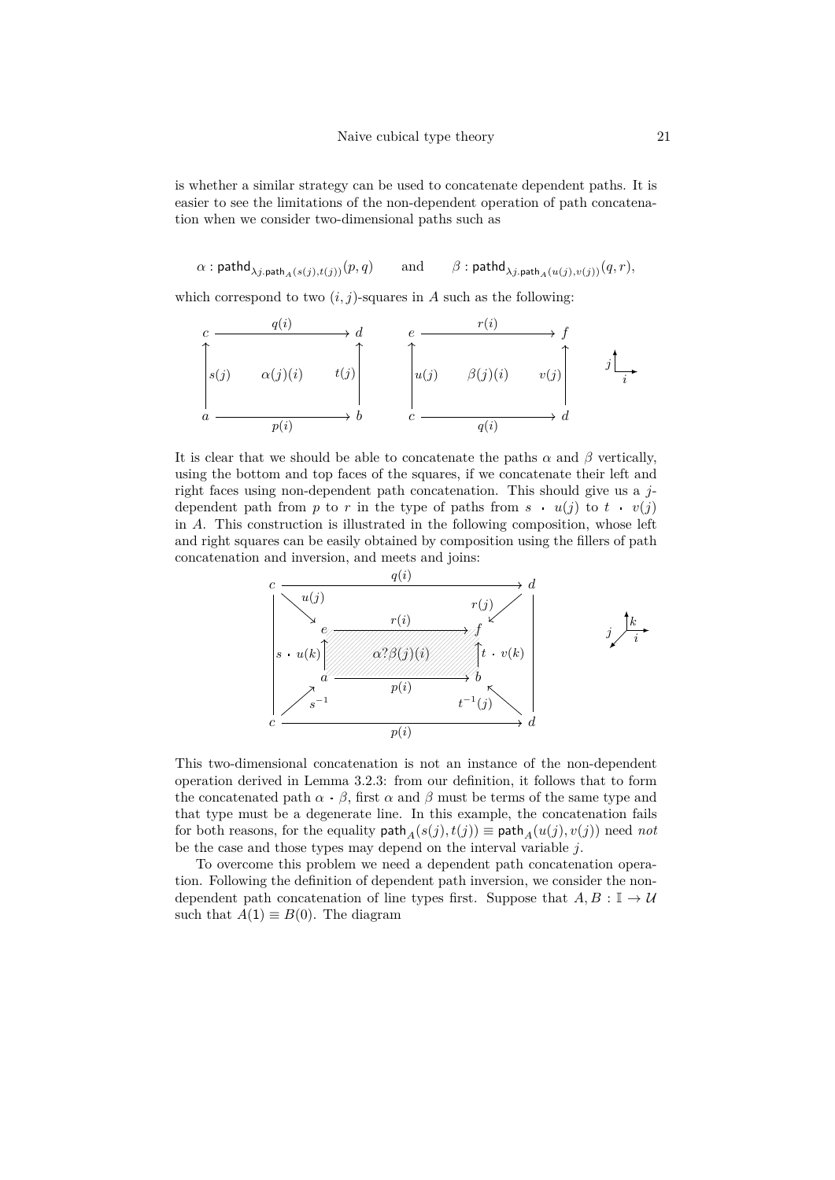is whether a similar strategy can be used to concatenate dependent paths. It is easier to see the limitations of the non-dependent operation of path concatenation when we consider two-dimensional paths such as

$$\alpha : \mathsf{pathd}_{\lambda j.\mathsf{path}_A(s(j),t(j))}(p,q) \qquad \text{and} \qquad \beta : \mathsf{pathd}_{\lambda j.\mathsf{path}_A(u(j),v(j))}(q,r),$$

which correspond to two $(i,j)$-squares in $A$ such as the following:

$$\begin{array}{ccccccccc}
c & \xrightarrow{\;q(i)\;} & d & \quad & e & \xrightarrow{\;r(i)\;} & f \\
\uparrow s(j) & \alpha(j)(i) & \uparrow t(j) & & \uparrow u(j) & \beta(j)(i) & \uparrow v(j) \\
a & \xrightarrow{\;p(i)\;} & b & & c & \xrightarrow{\;q(i)\;} & d
\end{array}$$

It is clear that we should be able to concatenate the paths $\alpha$ and $\beta$ vertically, using the bottom and top faces of the squares, if we concatenate their left and right faces using non-dependent path concatenation. This should give us a $j$-dependent path from $p$ to $r$ in the type of paths from $s \cdot u(j)$ to $t \cdot v(j)$ in $A$. This construction is illustrated in the following composition, whose left and right squares can be easily obtained by composition using the fillers of path concatenation and inversion, and meets and joins:

$$\begin{array}{ccccc}
c & & \xrightarrow{\;q(i)\;} & & d \\
 & \searrow u(j) & & r(j) \swarrow & \\
 & e & \xrightarrow{\;r(i)\;} & f & \\
 & \uparrow s \cdot u(k) & \alpha ? \beta(j)(i) & \uparrow t \cdot v(k) & \\
 & a & \xrightarrow{\;p(i)\;} & b & \\
 & \nearrow s^{-1} & & t^{-1}(j) \nwarrow & \\
c & & \xrightarrow{\;p(i)\;} & & d
\end{array}$$

This two-dimensional concatenation is not an instance of the non-dependent operation derived in Lemma 3.2.3: from our definition, it follows that to form the concatenated path $\alpha \cdot \beta$, first $\alpha$ and $\beta$ must be terms of the same type and that type must be a degenerate line. In this example, the concatenation fails for both reasons, for the equality $\mathsf{path}_A(s(j),t(j)) \equiv \mathsf{path}_A(u(j),v(j))$ need *not* be the case and those types may depend on the interval variable $j$.

To overcome this problem we need a dependent path concatenation operation. Following the definition of dependent path inversion, we consider the non-dependent path concatenation of line types first. Suppose that $A, B : \mathbb{I} \to \mathcal{U}$ such that $A(1) \equiv B(0)$. The diagram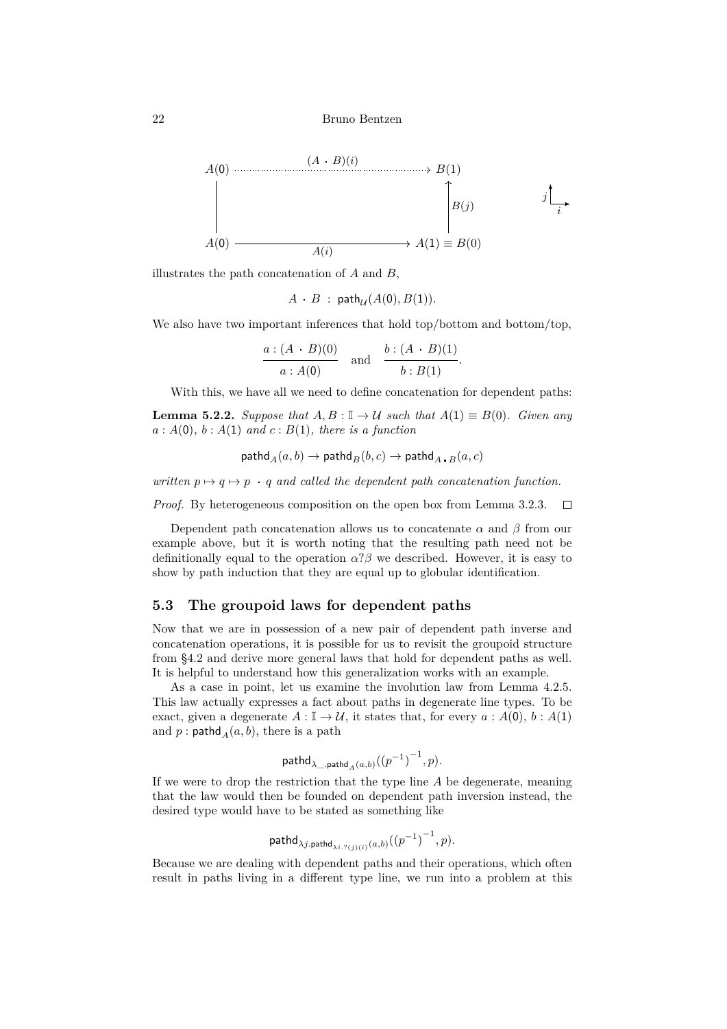$$
\begin{array}{ccc}
A(0) & \xrightarrow{\quad (A \cdot B)(i) \quad} & B(1) \\
\Big| & & \Big\uparrow B(j) \\
A(0) & \xrightarrow[\quad A(i) \quad]{} & A(1) \equiv B(0)
\end{array}
$$

illustrates the path concatenation of $A$ and $B$,

$$
A \cdot B \; : \; \mathsf{path}_{\mathcal{U}}(A(0), B(1)).
$$

We also have two important inferences that hold top/bottom and bottom/top,

$$
\frac{a : (A \cdot B)(0)}{a : A(0)} \quad \text{and} \quad \frac{b : (A \cdot B)(1)}{b : B(1)}.
$$

With this, we have all we need to define concatenation for dependent paths:

**Lemma 5.2.2.** *Suppose that $A, B : \mathbb{I} \to \mathcal{U}$ such that $A(1) \equiv B(0)$. Given any $a : A(0)$, $b : A(1)$ and $c : B(1)$, there is a function*

$$
\mathsf{pathd}_A(a, b) \to \mathsf{pathd}_B(b, c) \to \mathsf{pathd}_{A \cdot B}(a, c)
$$

*written $p \mapsto q \mapsto p \cdot q$ and called the dependent path concatenation function.*

*Proof.* By heterogeneous composition on the open box from Lemma 3.2.3. □

Dependent path concatenation allows us to concatenate $\alpha$ and $\beta$ from our example above, but it is worth noting that the resulting path need not be definitionally equal to the operation $\alpha ? \beta$ we described. However, it is easy to show by path induction that they are equal up to globular identification.

## 5.3 The groupoid laws for dependent paths

Now that we are in possession of a new pair of dependent path inverse and concatenation operations, it is possible for us to revisit the groupoid structure from §4.2 and derive more general laws that hold for dependent paths as well. It is helpful to understand how this generalization works with an example.

As a case in point, let us examine the involution law from Lemma 4.2.5. This law actually expresses a fact about paths in degenerate line types. To be exact, given a degenerate $A : \mathbb{I} \to \mathcal{U}$, it states that, for every $a : A(0)$, $b : A(1)$ and $p : \mathsf{pathd}_A(a, b)$, there is a path

$$
\mathsf{pathd}_{\lambda\_.\mathsf{pathd}_A(a,b)}((p^{-1})^{-1}, p).
$$

If we were to drop the restriction that the type line $A$ be degenerate, meaning that the law would then be founded on dependent path inversion instead, the desired type would have to be stated as something like

$$
\mathsf{pathd}_{\lambda j.\mathsf{pathd}_{\lambda i.?(j)(i)}(a,b)}((p^{-1})^{-1}, p).
$$

Because we are dealing with dependent paths and their operations, which often result in paths living in a different type line, we run into a problem at this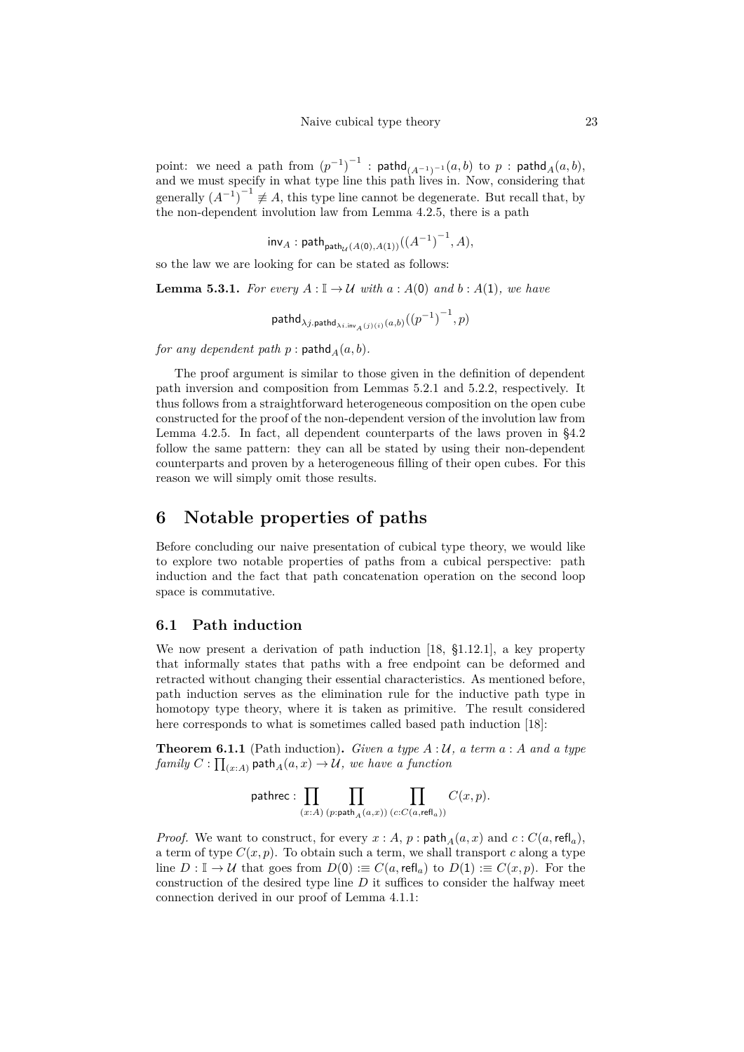point: we need a path from $(p^{-1})^{-1} : \mathsf{pathd}_{(A^{-1})^{-1}}(a,b)$ to $p : \mathsf{pathd}_A(a,b)$, and we must specify in what type line this path lives in. Now, considering that generally $(A^{-1})^{-1} \not\equiv A$, this type line cannot be degenerate. But recall that, by the non-dependent involution law from Lemma 4.2.5, there is a path

$$\mathsf{inv}_A : \mathsf{path}_{\mathsf{path}_{\mathcal{U}}(A(\mathsf{0}),A(\mathsf{1}))}((A^{-1})^{-1}, A),$$

so the law we are looking for can be stated as follows:

**Lemma 5.3.1.** *For every $A : \mathbb{I} \to \mathcal{U}$ with $a : A(\mathsf{0})$ and $b : A(\mathsf{1})$, we have*

$$\mathsf{pathd}_{\lambda j.\mathsf{pathd}_{\lambda i.\mathsf{inv}_A(j)(i)}(a,b)}((p^{-1})^{-1}, p)$$

*for any dependent path $p : \mathsf{pathd}_A(a,b)$.*

The proof argument is similar to those given in the definition of dependent path inversion and composition from Lemmas 5.2.1 and 5.2.2, respectively. It thus follows from a straightforward heterogeneous composition on the open cube constructed for the proof of the non-dependent version of the involution law from Lemma 4.2.5. In fact, all dependent counterparts of the laws proven in §4.2 follow the same pattern: they can all be stated by using their non-dependent counterparts and proven by a heterogeneous filling of their open cubes. For this reason we will simply omit those results.

# 6 Notable properties of paths

Before concluding our naive presentation of cubical type theory, we would like to explore two notable properties of paths from a cubical perspective: path induction and the fact that path concatenation operation on the second loop space is commutative.

## 6.1 Path induction

We now present a derivation of path induction [18, §1.12.1], a key property that informally states that paths with a free endpoint can be deformed and retracted without changing their essential characteristics. As mentioned before, path induction serves as the elimination rule for the inductive path type in homotopy type theory, where it is taken as primitive. The result considered here corresponds to what is sometimes called based path induction [18]:

**Theorem 6.1.1** (Path induction)**.** *Given a type $A : \mathcal{U}$, a term $a : A$ and a type family $C : \prod_{(x:A)} \mathsf{path}_A(a,x) \to \mathcal{U}$, we have a function*

$$\mathsf{pathrec} : \prod_{(x:A)} \; \prod_{(p:\mathsf{path}_A(a,x))} \; \prod_{(c:C(a,\mathsf{refl}_a))} C(x,p).$$

*Proof.* We want to construct, for every $x : A$, $p : \mathsf{path}_A(a,x)$ and $c : C(a,\mathsf{refl}_a)$, a term of type $C(x,p)$. To obtain such a term, we shall transport $c$ along a type line $D : \mathbb{I} \to \mathcal{U}$ that goes from $D(\mathsf{0}) :\equiv C(a,\mathsf{refl}_a)$ to $D(\mathsf{1}) :\equiv C(x,p)$. For the construction of the desired type line $D$ it suffices to consider the halfway meet connection derived in our proof of Lemma 4.1.1: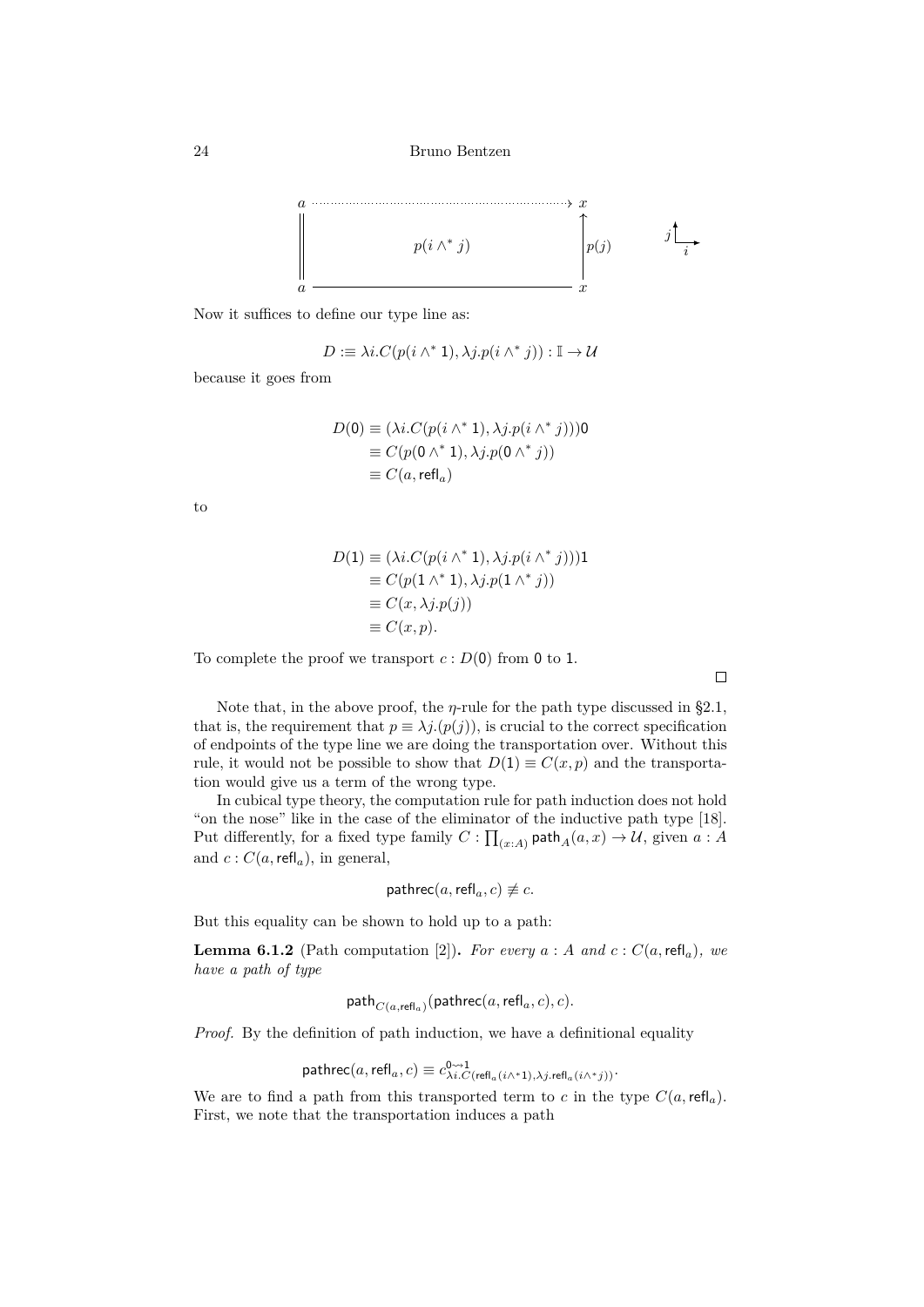$$
\begin{array}{ccc}
a & \cdots\cdots\cdots\rightarrow & x \\
\Vert & p(i \wedge^* j) & \uparrow p(j) \\
a & \longrightarrow & x
\end{array}
$$

Now it suffices to define our type line as:

$$D :\equiv \lambda i.C(p(i \wedge^* 1), \lambda j.p(i \wedge^* j)) : \mathbb{I} \to \mathcal{U}$$

because it goes from

$$
\begin{aligned}
D(0) &\equiv (\lambda i.C(p(i \wedge^* 1), \lambda j.p(i \wedge^* j)))0 \\
&\equiv C(p(0 \wedge^* 1), \lambda j.p(0 \wedge^* j)) \\
&\equiv C(a, \mathsf{refl}_a)
\end{aligned}
$$

to

$$
\begin{aligned}
D(1) &\equiv (\lambda i.C(p(i \wedge^* 1), \lambda j.p(i \wedge^* j)))1 \\
&\equiv C(p(1 \wedge^* 1), \lambda j.p(1 \wedge^* j)) \\
&\equiv C(x, \lambda j.p(j)) \\
&\equiv C(x, p).
\end{aligned}
$$

To complete the proof we transport $c : D(0)$ from $0$ to $1$.

□

Note that, in the above proof, the $\eta$-rule for the path type discussed in §2.1, that is, the requirement that $p \equiv \lambda j.(p(j))$, is crucial to the correct specification of endpoints of the type line we are doing the transportation over. Without this rule, it would not be possible to show that $D(1) \equiv C(x, p)$ and the transportation would give us a term of the wrong type.

In cubical type theory, the computation rule for path induction does not hold "on the nose" like in the case of the eliminator of the inductive path type [18]. Put differently, for a fixed type family $C : \prod_{(x:A)} \mathsf{path}_A(a, x) \to \mathcal{U}$, given $a : A$ and $c : C(a, \mathsf{refl}_a)$, in general,

$$\mathsf{pathrec}(a, \mathsf{refl}_a, c) \not\equiv c.$$

But this equality can be shown to hold up to a path:

**Lemma 6.1.2** (Path computation [2])**.** *For every $a : A$ and $c : C(a, \mathsf{refl}_a)$, we have a path of type*

$$\mathsf{path}_{C(a,\mathsf{refl}_a)}(\mathsf{pathrec}(a, \mathsf{refl}_a, c), c).$$

*Proof.* By the definition of path induction, we have a definitional equality

$$\mathsf{pathrec}(a, \mathsf{refl}_a, c) \equiv c^{0 \rightsquigarrow 1}_{\lambda i.C(\mathsf{refl}_a(i \wedge^* 1), \lambda j.\mathsf{refl}_a(i \wedge^* j))}.$$

We are to find a path from this transported term to $c$ in the type $C(a, \mathsf{refl}_a)$. First, we note that the transportation induces a path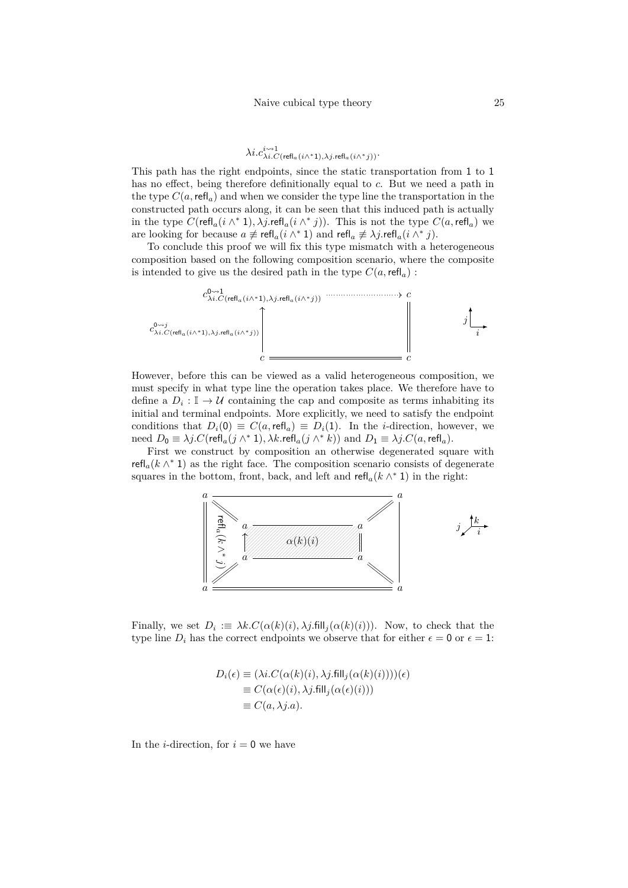$$\lambda i.c^{i \rightsquigarrow 1}_{\lambda i.C(\mathsf{refl}_a(i \wedge^* 1), \lambda j.\mathsf{refl}_a(i \wedge^* j))}.$$

This path has the right endpoints, since the static transportation from $1$ to $1$ has no effect, being therefore definitionally equal to $c$. But we need a path in the type $C(a, \mathsf{refl}_a)$ and when we consider the type line the transportation in the constructed path occurs along, it can be seen that this induced path is actually in the type $C(\mathsf{refl}_a(i \wedge^* 1), \lambda j.\mathsf{refl}_a(i \wedge^* j))$. This is not the type $C(a, \mathsf{refl}_a)$ we are looking for because $a \not\equiv \mathsf{refl}_a(i \wedge^* 1)$ and $\mathsf{refl}_a \not\equiv \lambda j.\mathsf{refl}_a(i \wedge^* j)$.

To conclude this proof we will fix this type mismatch with a heterogeneous composition based on the following composition scenario, where the composite is intended to give us the desired path in the type $C(a, \mathsf{refl}_a)$ :

$$\begin{array}{ccc}
c^{0 \rightsquigarrow 1}_{\lambda i.C(\mathsf{refl}_a(i \wedge^* 1), \lambda j.\mathsf{refl}_a(i \wedge^* j))} & \cdots\cdots\rightarrow & c \\
c^{0 \rightsquigarrow j}_{\lambda i.C(\mathsf{refl}_a(i \wedge^* 1), \lambda j.\mathsf{refl}_a(i \wedge^* j))} \uparrow & & \| \\
c & = = = = = & c
\end{array}$$

However, before this can be viewed as a valid heterogeneous composition, we must specify in what type line the operation takes place. We therefore have to define a $D_i : \mathbb{I} \to \mathcal{U}$ containing the cap and composite as terms inhabiting its initial and terminal endpoints. More explicitly, we need to satisfy the endpoint conditions that $D_i(0) \equiv C(a, \mathsf{refl}_a) \equiv D_i(1)$. In the $i$-direction, however, we need $D_0 \equiv \lambda j.C(\mathsf{refl}_a(j \wedge^* 1), \lambda k.\mathsf{refl}_a(j \wedge^* k))$ and $D_1 \equiv \lambda j.C(a, \mathsf{refl}_a)$.

First we construct by composition an otherwise degenerated square with $\mathsf{refl}_a(k \wedge^* 1)$ as the right face. The composition scenario consists of degenerate squares in the bottom, front, back, and left and $\mathsf{refl}_a(k \wedge^* 1)$ in the right:

$$\begin{array}{c}
\text{cube with all vertices } a;\ \text{left face } \mathsf{refl}_a(k \wedge^* j);\ \text{top (composite) face } \alpha(k)(i)
\end{array}$$

Finally, we set $D_i :\equiv \lambda k.C(\alpha(k)(i), \lambda j.\mathsf{fill}_j(\alpha(k)(i)))$. Now, to check that the type line $D_i$ has the correct endpoints we observe that for either $\epsilon = 0$ or $\epsilon = 1$:

$$\begin{aligned}
D_i(\epsilon) &\equiv (\lambda i.C(\alpha(k)(i), \lambda j.\mathsf{fill}_j(\alpha(k)(i))))(\epsilon) \\
&\equiv C(\alpha(\epsilon)(i), \lambda j.\mathsf{fill}_j(\alpha(\epsilon)(i))) \\
&\equiv C(a, \lambda j.a).
\end{aligned}$$

In the $i$-direction, for $i = 0$ we have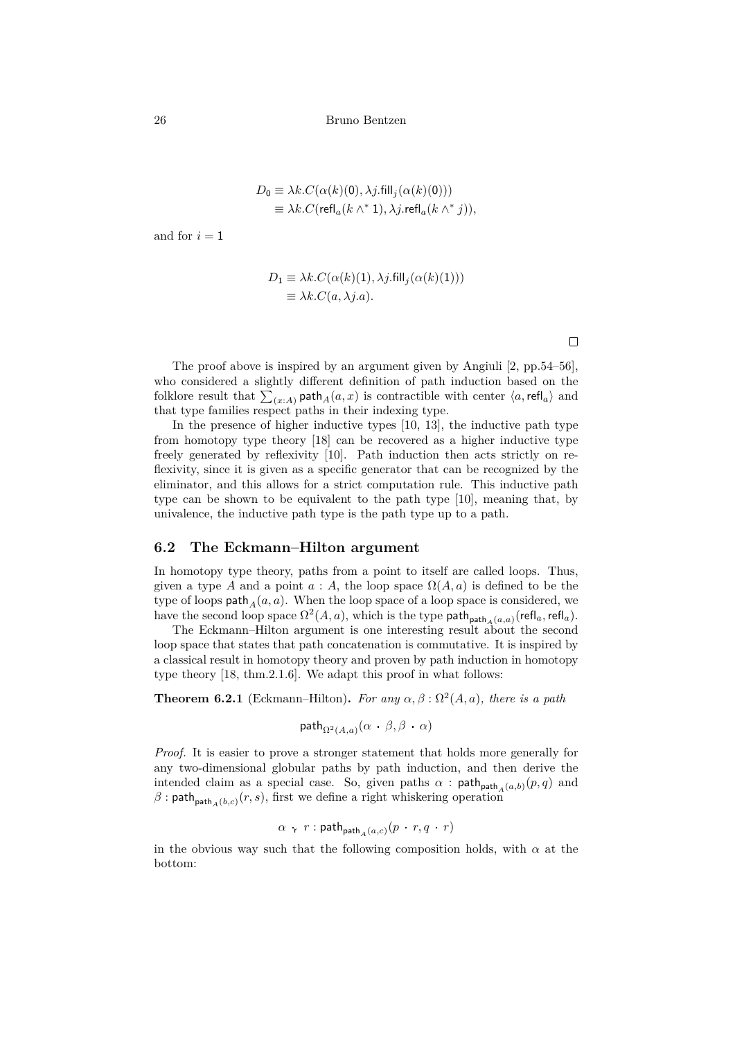$$
\begin{aligned}
D_0 &\equiv \lambda k.C(\alpha(k)(0), \lambda j.\mathsf{fill}_j(\alpha(k)(0))) \\
&\equiv \lambda k.C(\mathsf{refl}_a(k \wedge^* 1), \lambda j.\mathsf{refl}_a(k \wedge^* j)),
\end{aligned}
$$

and for $i = 1$

$$
\begin{aligned}
D_1 &\equiv \lambda k.C(\alpha(k)(1), \lambda j.\mathsf{fill}_j(\alpha(k)(1))) \\
&\equiv \lambda k.C(a, \lambda j.a).
\end{aligned}
$$

□

The proof above is inspired by an argument given by Angiuli [2, pp.54–56], who considered a slightly different definition of path induction based on the folklore result that $\sum_{(x:A)} \mathsf{path}_A(a, x)$ is contractible with center $\langle a, \mathsf{refl}_a \rangle$ and that type families respect paths in their indexing type.

In the presence of higher inductive types [10, 13], the inductive path type from homotopy type theory [18] can be recovered as a higher inductive type freely generated by reflexivity [10]. Path induction then acts strictly on reflexivity, since it is given as a specific generator that can be recognized by the eliminator, and this allows for a strict computation rule. This inductive path type can be shown to be equivalent to the path type [10], meaning that, by univalence, the inductive path type is the path type up to a path.

## 6.2 The Eckmann–Hilton argument

In homotopy type theory, paths from a point to itself are called loops. Thus, given a type $A$ and a point $a : A$, the loop space $\Omega(A, a)$ is defined to be the type of loops $\mathsf{path}_A(a, a)$. When the loop space of a loop space is considered, we have the second loop space $\Omega^2(A, a)$, which is the type $\mathsf{path}_{\mathsf{path}_A(a,a)}(\mathsf{refl}_a, \mathsf{refl}_a)$.

The Eckmann–Hilton argument is one interesting result about the second loop space that states that path concatenation is commutative. It is inspired by a classical result in homotopy theory and proven by path induction in homotopy type theory [18, thm.2.1.6]. We adapt this proof in what follows:

**Theorem 6.2.1** (Eckmann–Hilton)**.** *For any $\alpha, \beta : \Omega^2(A, a)$, there is a path*

$$
\mathsf{path}_{\Omega^2(A,a)}(\alpha \cdot \beta, \beta \cdot \alpha)
$$

*Proof.* It is easier to prove a stronger statement that holds more generally for any two-dimensional globular paths by path induction, and then derive the intended claim as a special case. So, given paths $\alpha : \mathsf{path}_{\mathsf{path}_A(a,b)}(p, q)$ and $\beta : \mathsf{path}_{\mathsf{path}_A(b,c)}(r, s)$, first we define a right whiskering operation

$$
\alpha \cdot_{\mathsf{r}} r : \mathsf{path}_{\mathsf{path}_A(a,c)}(p \cdot r, q \cdot r)
$$

in the obvious way such that the following composition holds, with $\alpha$ at the bottom: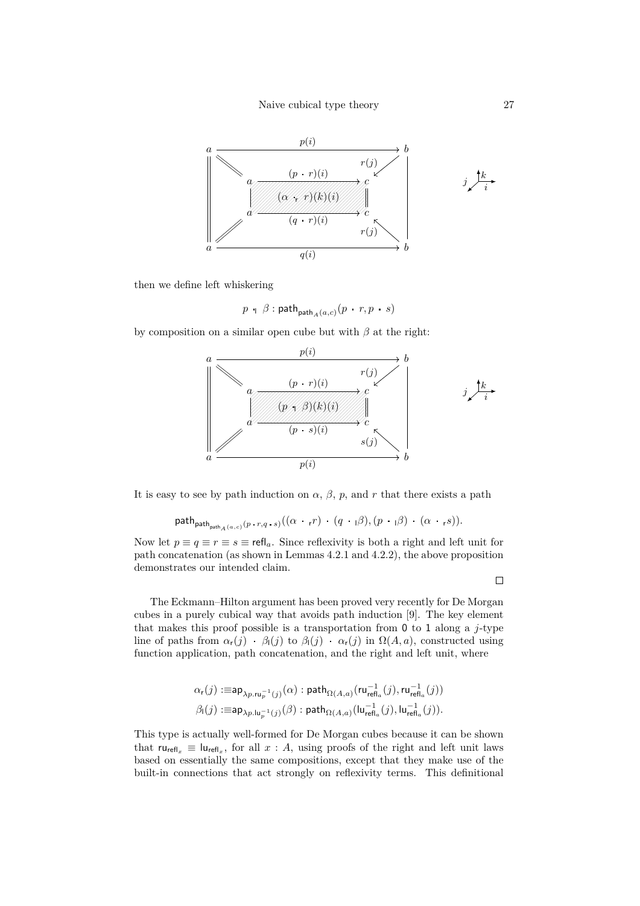then we define left whiskering

$$p \cdot_{\mathsf{l}} \beta : \mathsf{path}_{\mathsf{path}_A(a,c)}(p \cdot r, p \cdot s)$$

by composition on a similar open cube but with $\beta$ at the right:

It is easy to see by path induction on $\alpha$, $\beta$, $p$, and $r$ that there exists a path

$$\mathsf{path}_{\mathsf{path}_{\mathsf{path}_A(a,c)}(p \cdot r, q \cdot s)}((\alpha \cdot_{\mathsf{r}} r) \cdot (q \cdot_{\mathsf{l}} \beta), (p \cdot_{\mathsf{l}} \beta) \cdot (\alpha \cdot_{\mathsf{r}} s)).$$

Now let $p \equiv q \equiv r \equiv s \equiv \mathsf{refl}_a$. Since reflexivity is both a right and left unit for path concatenation (as shown in Lemmas 4.2.1 and 4.2.2), the above proposition demonstrates our intended claim.

□

The Eckmann–Hilton argument has been proved very recently for De Morgan cubes in a purely cubical way that avoids path induction [9]. The key element that makes this proof possible is a transportation from 0 to 1 along a $j$-type line of paths from $\alpha_{\mathsf{r}}(j) \cdot \beta_{\mathsf{l}}(j)$ to $\beta_{\mathsf{l}}(j) \cdot \alpha_{\mathsf{r}}(j)$ in $\Omega(A,a)$, constructed using function application, path concatenation, and the right and left unit, where

$$\alpha_{\mathsf{r}}(j) :\equiv \mathsf{ap}_{\lambda p.\mathsf{ru}_p^{-1}(j)}(\alpha) : \mathsf{path}_{\Omega(A,a)}(\mathsf{ru}_{\mathsf{refl}_a}^{-1}(j), \mathsf{ru}_{\mathsf{refl}_a}^{-1}(j))$$
$$\beta_{\mathsf{l}}(j) :\equiv \mathsf{ap}_{\lambda p.\mathsf{lu}_p^{-1}(j)}(\beta) : \mathsf{path}_{\Omega(A,a)}(\mathsf{lu}_{\mathsf{refl}_a}^{-1}(j), \mathsf{lu}_{\mathsf{refl}_a}^{-1}(j)).$$

This type is actually well-formed for De Morgan cubes because it can be shown that $\mathsf{ru}_{\mathsf{refl}_x} \equiv \mathsf{lu}_{\mathsf{refl}_x}$, for all $x : A$, using proofs of the right and left unit laws based on essentially the same compositions, except that they make use of the built-in connections that act strongly on reflexivity terms. This definitional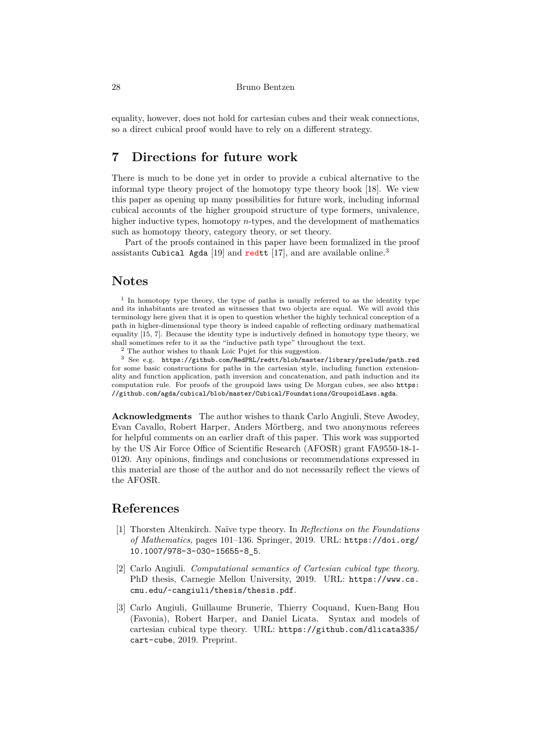equality, however, does not hold for cartesian cubes and their weak connections, so a direct cubical proof would have to rely on a different strategy.

# 7 Directions for future work

There is much to be done yet in order to provide a cubical alternative to the informal type theory project of the homotopy type theory book [18]. We view this paper as opening up many possibilities for future work, including informal cubical accounts of the higher groupoid structure of type formers, univalence, higher inductive types, homotopy $n$-types, and the development of mathematics such as homotopy theory, category theory, or set theory.

Part of the proofs contained in this paper have been formalized in the proof assistants `Cubical Agda` [19] and `redtt` [17], and are available online.[3]

## Notes

[1] In homotopy type theory, the type of paths is usually referred to as the identity type and its inhabitants are treated as witnesses that two objects are equal. We will avoid this terminology here given that it is open to question whether the highly technical conception of a path in higher-dimensional type theory is indeed capable of reflecting ordinary mathematical equality [15, 7]. Because the identity type is inductively defined in homotopy type theory, we shall sometimes refer to it as the "inductive path type" throughout the text.

[2] The author wishes to thank Loïc Pujet for this suggestion.

[3] See e.g. `https://github.com/RedPRL/redtt/blob/master/library/prelude/path.red` for some basic constructions for paths in the cartesian style, including function extensionality and function application, path inversion and concatenation, and path induction and its computation rule. For proofs of the groupoid laws using De Morgan cubes, see also `https://github.com/agda/cubical/blob/master/Cubical/Foundations/GroupoidLaws.agda`.

**Acknowledgments** The author wishes to thank Carlo Angiuli, Steve Awodey, Evan Cavallo, Robert Harper, Anders Mörtberg, and two anonymous referees for helpful comments on an earlier draft of this paper. This work was supported by the US Air Force Office of Scientific Research (AFOSR) grant FA9550-18-1-0120. Any opinions, findings and conclusions or recommendations expressed in this material are those of the author and do not necessarily reflect the views of the AFOSR.

## References

[1] Thorsten Altenkirch. Naïve type theory. In *Reflections on the Foundations of Mathematics*, pages 101–136. Springer, 2019. URL: `https://doi.org/10.1007/978-3-030-15655-8_5`.

[2] Carlo Angiuli. *Computational semantics of Cartesian cubical type theory*. PhD thesis, Carnegie Mellon University, 2019. URL: `https://www.cs.cmu.edu/~cangiuli/thesis/thesis.pdf`.

[3] Carlo Angiuli, Guillaume Brunerie, Thierry Coquand, Kuen-Bang Hou (Favonia), Robert Harper, and Daniel Licata. Syntax and models of cartesian cubical type theory. URL: `https://github.com/dlicata335/cart-cube`, 2019. Preprint.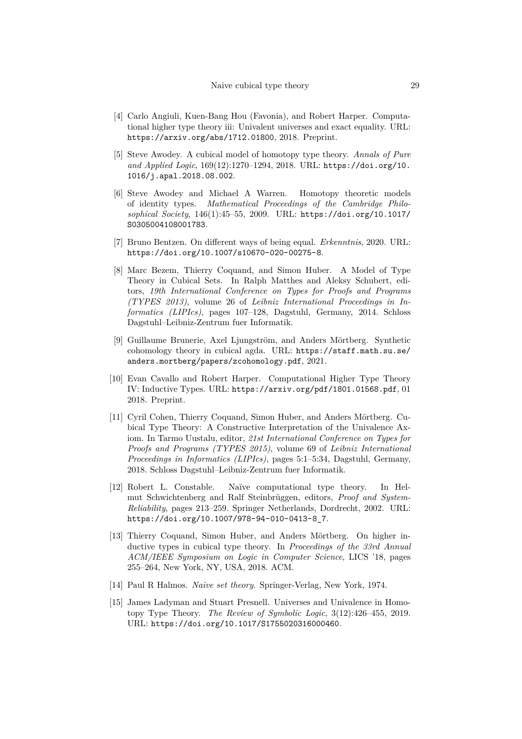[4] Carlo Angiuli, Kuen-Bang Hou (Favonia), and Robert Harper. Computational higher type theory iii: Univalent universes and exact equality. URL: https://arxiv.org/abs/1712.01800, 2018. Preprint.

[5] Steve Awodey. A cubical model of homotopy type theory. *Annals of Pure and Applied Logic*, 169(12):1270–1294, 2018. URL: https://doi.org/10.1016/j.apal.2018.08.002.

[6] Steve Awodey and Michael A Warren. Homotopy theoretic models of identity types. *Mathematical Proceedings of the Cambridge Philosophical Society*, 146(1):45–55, 2009. URL: https://doi.org/10.1017/S0305004108001783.

[7] Bruno Bentzen. On different ways of being equal. *Erkenntnis*, 2020. URL: https://doi.org/10.1007/s10670-020-00275-8.

[8] Marc Bezem, Thierry Coquand, and Simon Huber. A Model of Type Theory in Cubical Sets. In Ralph Matthes and Aleksy Schubert, editors, *19th International Conference on Types for Proofs and Programs (TYPES 2013)*, volume 26 of *Leibniz International Proceedings in Informatics (LIPIcs)*, pages 107–128, Dagstuhl, Germany, 2014. Schloss Dagstuhl–Leibniz-Zentrum fuer Informatik.

[9] Guillaume Brunerie, Axel Ljungström, and Anders Mörtberg. Synthetic cohomology theory in cubical agda. URL: https://staff.math.su.se/anders.mortberg/papers/zcohomology.pdf, 2021.

[10] Evan Cavallo and Robert Harper. Computational Higher Type Theory IV: Inductive Types. URL: https://arxiv.org/pdf/1801.01568.pdf, 01 2018. Preprint.

[11] Cyril Cohen, Thierry Coquand, Simon Huber, and Anders Mörtberg. Cubical Type Theory: A Constructive Interpretation of the Univalence Axiom. In Tarmo Uustalu, editor, *21st International Conference on Types for Proofs and Programs (TYPES 2015)*, volume 69 of *Leibniz International Proceedings in Informatics (LIPIcs)*, pages 5:1–5:34, Dagstuhl, Germany, 2018. Schloss Dagstuhl–Leibniz-Zentrum fuer Informatik.

[12] Robert L. Constable. Naïve computational type theory. In Helmut Schwichtenberg and Ralf Steinbrüggen, editors, *Proof and System-Reliability*, pages 213–259. Springer Netherlands, Dordrecht, 2002. URL: https://doi.org/10.1007/978-94-010-0413-8_7.

[13] Thierry Coquand, Simon Huber, and Anders Mörtberg. On higher inductive types in cubical type theory. In *Proceedings of the 33rd Annual ACM/IEEE Symposium on Logic in Computer Science*, LICS '18, pages 255–264, New York, NY, USA, 2018. ACM.

[14] Paul R Halmos. *Naive set theory*. Springer-Verlag, New York, 1974.

[15] James Ladyman and Stuart Presnell. Universes and Univalence in Homotopy Type Theory. *The Review of Symbolic Logic*, 3(12):426–455, 2019. URL: https://doi.org/10.1017/S1755020316000460.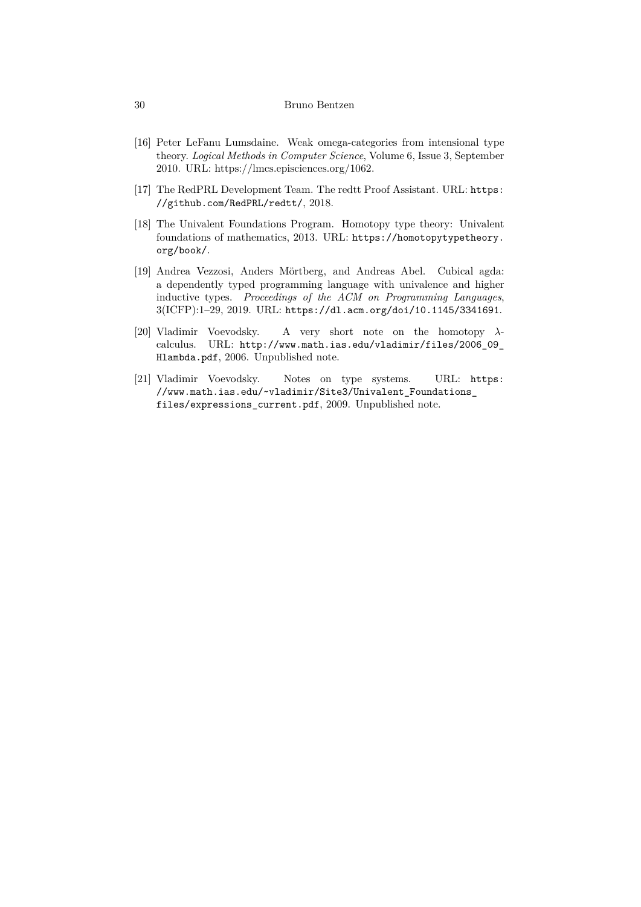- [16] Peter LeFanu Lumsdaine. Weak omega-categories from intensional type theory. *Logical Methods in Computer Science*, Volume 6, Issue 3, September 2010. URL: https://lmcs.episciences.org/1062.
- [17] The RedPRL Development Team. The redtt Proof Assistant. URL: `https://github.com/RedPRL/redtt/`, 2018.
- [18] The Univalent Foundations Program. Homotopy type theory: Univalent foundations of mathematics, 2013. URL: `https://homotopytypetheory.org/book/`.
- [19] Andrea Vezzosi, Anders Mörtberg, and Andreas Abel. Cubical agda: a dependently typed programming language with univalence and higher inductive types. *Proceedings of the ACM on Programming Languages*, 3(ICFP):1–29, 2019. URL: `https://dl.acm.org/doi/10.1145/3341691`.
- [20] Vladimir Voevodsky. A very short note on the homotopy $\lambda$-calculus. URL: `http://www.math.ias.edu/vladimir/files/2006_09_Hlambda.pdf`, 2006. Unpublished note.
- [21] Vladimir Voevodsky. Notes on type systems. URL: `https://www.math.ias.edu/~vladimir/Site3/Univalent_Foundations_files/expressions_current.pdf`, 2009. Unpublished note.